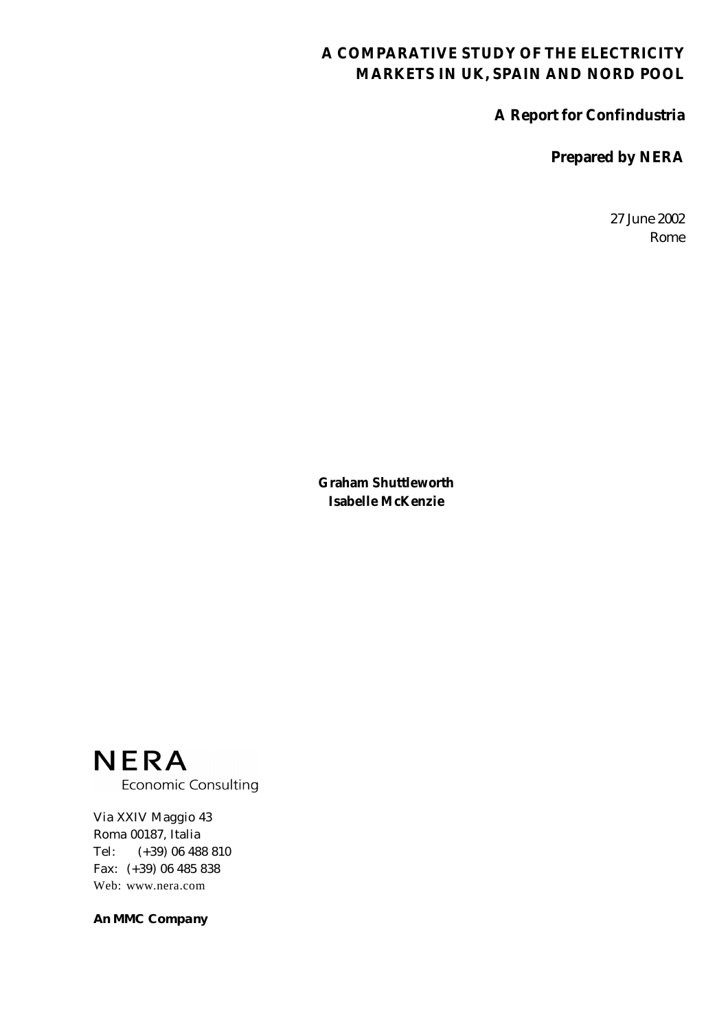# A COMPARATIVE STUDY OF THE ELECTRICITY MARKETS IN UK, SPAIN AND NORD POOL

**A Report for Confindustria**

**Prepared by NERA**

27 June 2002
Rome

**Graham Shuttleworth**
**Isabelle McKenzie**

NERA
Economic Consulting

Via XXIV Maggio 43
Roma 00187, Italia
Tel: (+39) 06 488 810
Fax: (+39) 06 485 838
Web: www.nera.com

***An MMC Company***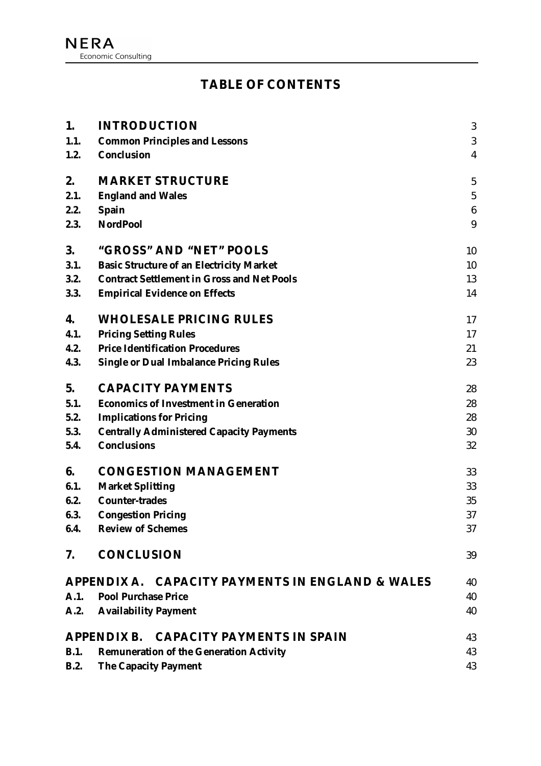# TABLE OF CONTENTS

| | | |
|---|---|---|
| **1.** | **INTRODUCTION** | 3 |
| **1.1.** | **Common Principles and Lessons** | 3 |
| **1.2.** | **Conclusion** | 4 |
| **2.** | **MARKET STRUCTURE** | 5 |
| **2.1.** | **England and Wales** | 5 |
| **2.2.** | **Spain** | 6 |
| **2.3.** | **NordPool** | 9 |
| **3.** | **"GROSS" AND "NET" POOLS** | 10 |
| **3.1.** | **Basic Structure of an Electricity Market** | 10 |
| **3.2.** | **Contract Settlement in Gross and Net Pools** | 13 |
| **3.3.** | **Empirical Evidence on Effects** | 14 |
| **4.** | **WHOLESALE PRICING RULES** | 17 |
| **4.1.** | **Pricing Setting Rules** | 17 |
| **4.2.** | **Price Identification Procedures** | 21 |
| **4.3.** | **Single or Dual Imbalance Pricing Rules** | 23 |
| **5.** | **CAPACITY PAYMENTS** | 28 |
| **5.1.** | **Economics of Investment in Generation** | 28 |
| **5.2.** | **Implications for Pricing** | 28 |
| **5.3.** | **Centrally Administered Capacity Payments** | 30 |
| **5.4.** | **Conclusions** | 32 |
| **6.** | **CONGESTION MANAGEMENT** | 33 |
| **6.1.** | **Market Splitting** | 33 |
| **6.2.** | **Counter-trades** | 35 |
| **6.3.** | **Congestion Pricing** | 37 |
| **6.4.** | **Review of Schemes** | 37 |
| **7.** | **CONCLUSION** | 39 |
| **APPENDIX A.** | **CAPACITY PAYMENTS IN ENGLAND & WALES** | 40 |
| **A.1.** | **Pool Purchase Price** | 40 |
| **A.2.** | **Availability Payment** | 40 |
| **APPENDIX B.** | **CAPACITY PAYMENTS IN SPAIN** | 43 |
| **B.1.** | **Remuneration of the Generation Activity** | 43 |
| **B.2.** | **The Capacity Payment** | 43 |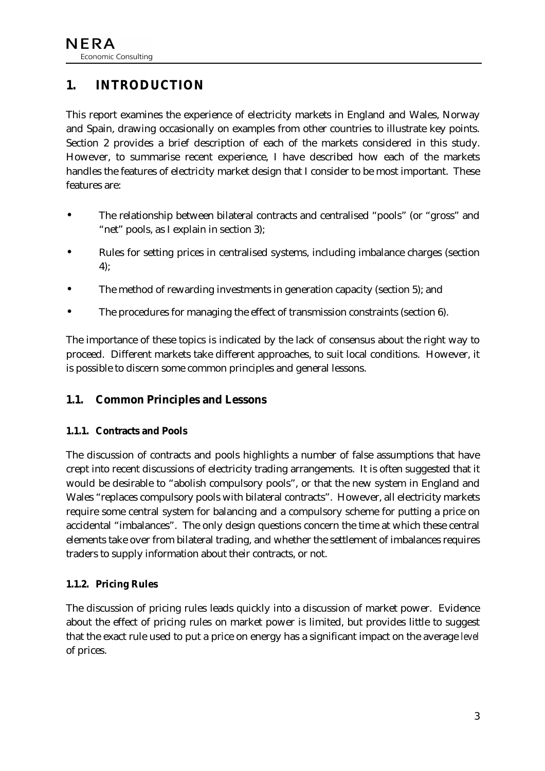# 1. INTRODUCTION

This report examines the experience of electricity markets in England and Wales, Norway and Spain, drawing occasionally on examples from other countries to illustrate key points. Section 2 provides a brief description of each of the markets considered in this study. However, to summarise recent experience, I have described how each of the markets handles the features of electricity market design that I consider to be most important. These features are:

- The relationship between bilateral contracts and centralised "pools" (or "gross" and "net" pools, as I explain in section 3);
- Rules for setting prices in centralised systems, including imbalance charges (section 4);
- The method of rewarding investments in generation capacity (section 5); and
- The procedures for managing the effect of transmission constraints (section 6).

The importance of these topics is indicated by the lack of consensus about the right way to proceed. Different markets take different approaches, to suit local conditions. However, it is possible to discern some common principles and general lessons.

## 1.1. Common Principles and Lessons

### 1.1.1. Contracts and Pools

The discussion of contracts and pools highlights a number of false assumptions that have crept into recent discussions of electricity trading arrangements. It is often suggested that it would be desirable to "abolish compulsory pools", or that the new system in England and Wales "replaces compulsory pools with bilateral contracts". However, all electricity markets require some central system for balancing and a compulsory scheme for putting a price on accidental "imbalances". The only design questions concern the time at which these central elements take over from bilateral trading, and whether the settlement of imbalances requires traders to supply information about their contracts, or not.

### 1.1.2. Pricing Rules

The discussion of pricing rules leads quickly into a discussion of market power. Evidence about the effect of pricing rules on market power is limited, but provides little to suggest that the exact rule used to put a price on energy has a significant impact on the average *level* of prices.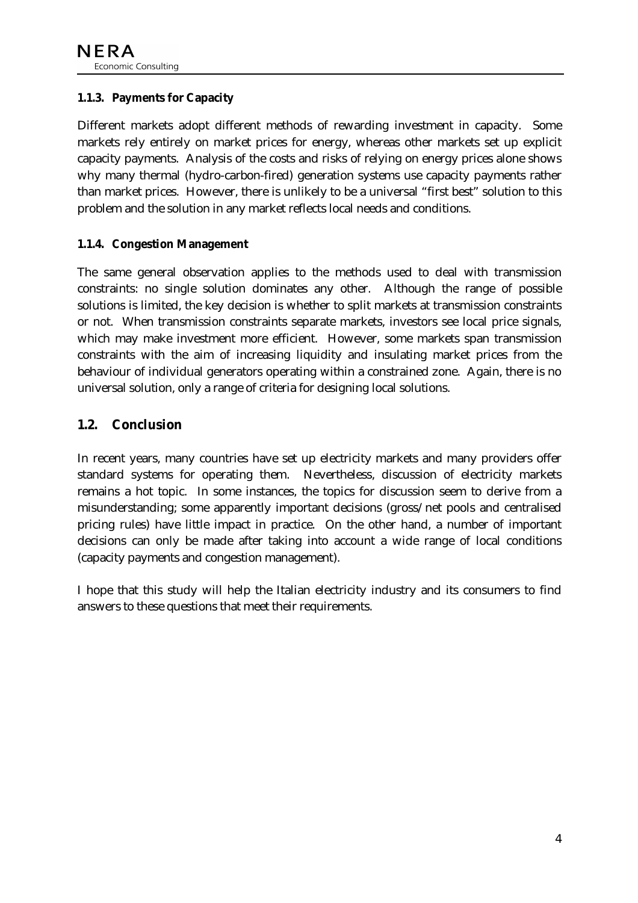#### 1.1.3. Payments for Capacity

Different markets adopt different methods of rewarding investment in capacity. Some markets rely entirely on market prices for energy, whereas other markets set up explicit capacity payments. Analysis of the costs and risks of relying on energy prices alone shows why many thermal (hydro-carbon-fired) generation systems use capacity payments rather than market prices. However, there is unlikely to be a universal "first best" solution to this problem and the solution in any market reflects local needs and conditions.

#### 1.1.4. Congestion Management

The same general observation applies to the methods used to deal with transmission constraints: no single solution dominates any other. Although the range of possible solutions is limited, the key decision is whether to split markets at transmission constraints or not. When transmission constraints separate markets, investors see local price signals, which may make investment more efficient. However, some markets span transmission constraints with the aim of increasing liquidity and insulating market prices from the behaviour of individual generators operating within a constrained zone. Again, there is no universal solution, only a range of criteria for designing local solutions.

### 1.2. Conclusion

In recent years, many countries have set up electricity markets and many providers offer standard systems for operating them. Nevertheless, discussion of electricity markets remains a hot topic. In some instances, the topics for discussion seem to derive from a misunderstanding; some apparently important decisions (gross/net pools and centralised pricing rules) have little impact in practice. On the other hand, a number of important decisions can only be made after taking into account a wide range of local conditions (capacity payments and congestion management).

I hope that this study will help the Italian electricity industry and its consumers to find answers to these questions that meet their requirements.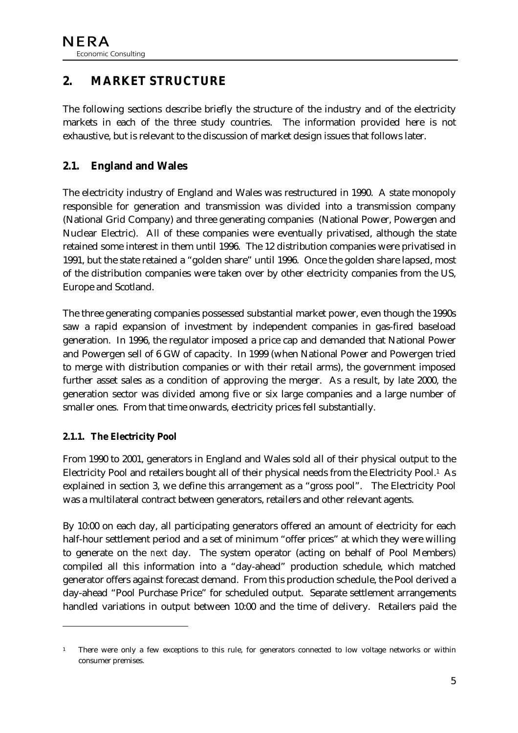## 2. MARKET STRUCTURE

The following sections describe briefly the structure of the industry and of the electricity markets in each of the three study countries. The information provided here is not exhaustive, but is relevant to the discussion of market design issues that follows later.

### 2.1. England and Wales

The electricity industry of England and Wales was restructured in 1990. A state monopoly responsible for generation and transmission was divided into a transmission company (National Grid Company) and three generating companies (National Power, Powergen and Nuclear Electric). All of these companies were eventually privatised, although the state retained some interest in them until 1996. The 12 distribution companies were privatised in 1991, but the state retained a "golden share" until 1996. Once the golden share lapsed, most of the distribution companies were taken over by other electricity companies from the US, Europe and Scotland.

The three generating companies possessed substantial market power, even though the 1990s saw a rapid expansion of investment by independent companies in gas-fired baseload generation. In 1996, the regulator imposed a price cap and demanded that National Power and Powergen sell of 6 GW of capacity. In 1999 (when National Power and Powergen tried to merge with distribution companies or with their retail arms), the government imposed further asset sales as a condition of approving the merger. As a result, by late 2000, the generation sector was divided among five or six large companies and a large number of smaller ones. From that time onwards, electricity prices fell substantially.

#### 2.1.1. The Electricity Pool

From 1990 to 2001, generators in England and Wales sold all of their physical output to the Electricity Pool and retailers bought all of their physical needs from the Electricity Pool.[1] As explained in section 3, we define this arrangement as a "gross pool". The Electricity Pool was a multilateral contract between generators, retailers and other relevant agents.

By 10:00 on each day, all participating generators offered an amount of electricity for each half-hour settlement period and a set of minimum "offer prices" at which they were willing to generate on the *next* day. The system operator (acting on behalf of Pool Members) compiled all this information into a "day-ahead" production schedule, which matched generator offers against forecast demand. From this production schedule, the Pool derived a day-ahead "Pool Purchase Price" for scheduled output. Separate settlement arrangements handled variations in output between 10:00 and the time of delivery. Retailers paid the

---

[1] There were only a few exceptions to this rule, for generators connected to low voltage networks or within consumer premises.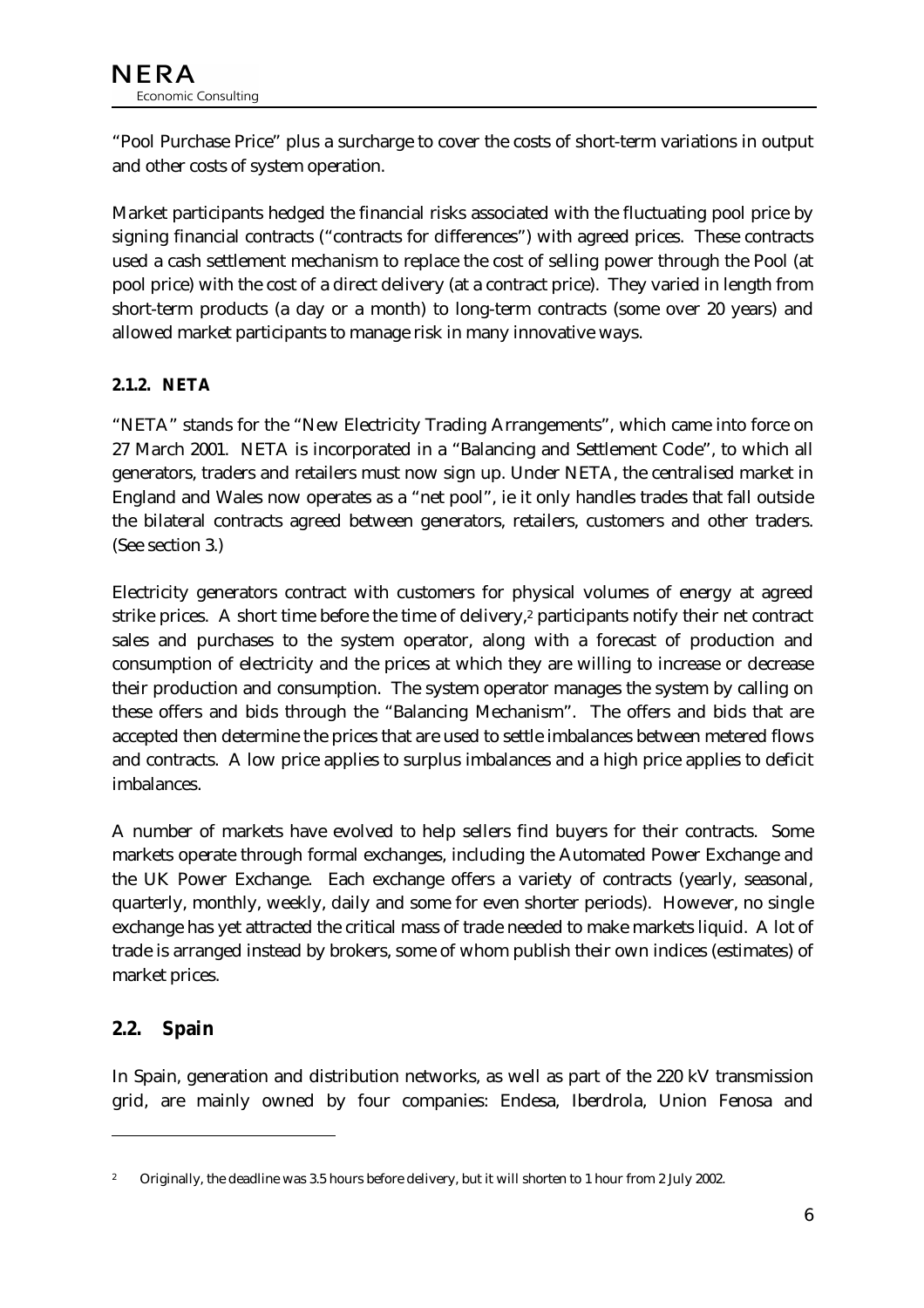"Pool Purchase Price" plus a surcharge to cover the costs of short-term variations in output and other costs of system operation.

Market participants hedged the financial risks associated with the fluctuating pool price by signing financial contracts ("contracts for differences") with agreed prices. These contracts used a cash settlement mechanism to replace the cost of selling power through the Pool (at pool price) with the cost of a direct delivery (at a contract price). They varied in length from short-term products (a day or a month) to long-term contracts (some over 20 years) and allowed market participants to manage risk in many innovative ways.

#### 2.1.2. NETA

"NETA" stands for the "New Electricity Trading Arrangements", which came into force on 27 March 2001. NETA is incorporated in a "Balancing and Settlement Code", to which all generators, traders and retailers must now sign up. Under NETA, the centralised market in England and Wales now operates as a "net pool", ie it only handles trades that fall outside the bilateral contracts agreed between generators, retailers, customers and other traders. (See section 3.)

Electricity generators contract with customers for physical volumes of energy at agreed strike prices. A short time before the time of delivery,[2] participants notify their net contract sales and purchases to the system operator, along with a forecast of production and consumption of electricity and the prices at which they are willing to increase or decrease their production and consumption. The system operator manages the system by calling on these offers and bids through the "Balancing Mechanism". The offers and bids that are accepted then determine the prices that are used to settle imbalances between metered flows and contracts. A low price applies to surplus imbalances and a high price applies to deficit imbalances.

A number of markets have evolved to help sellers find buyers for their contracts. Some markets operate through formal exchanges, including the Automated Power Exchange and the UK Power Exchange. Each exchange offers a variety of contracts (yearly, seasonal, quarterly, monthly, weekly, daily and some for even shorter periods). However, no single exchange has yet attracted the critical mass of trade needed to make markets liquid. A lot of trade is arranged instead by brokers, some of whom publish their own indices (estimates) of market prices.

### 2.2. Spain

In Spain, generation and distribution networks, as well as part of the 220 kV transmission grid, are mainly owned by four companies: Endesa, Iberdrola, Union Fenosa and

---

[2] Originally, the deadline was 3.5 hours before delivery, but it will shorten to 1 hour from 2 July 2002.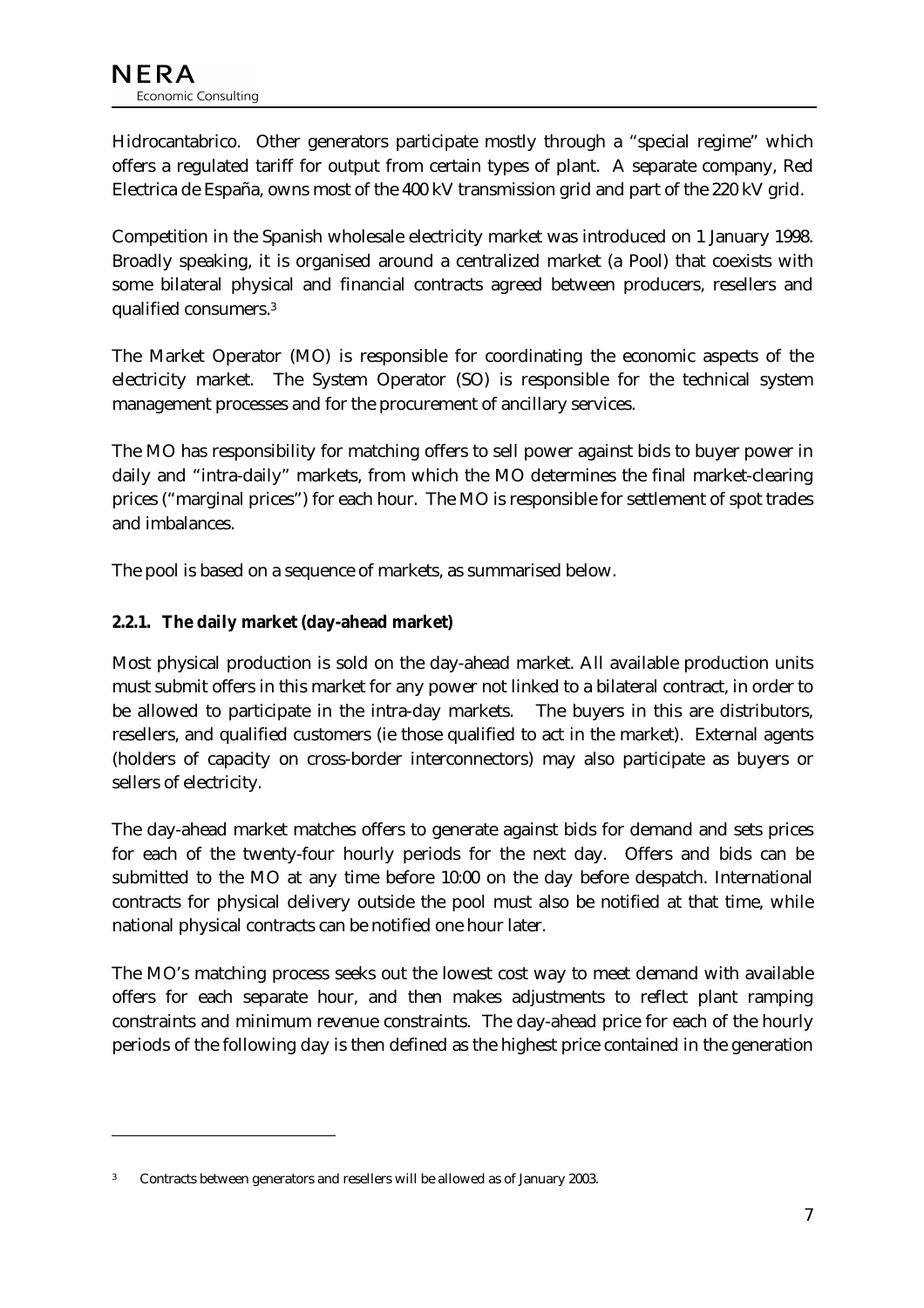Hidrocantabrico. Other generators participate mostly through a "special regime" which offers a regulated tariff for output from certain types of plant. A separate company, Red Electrica de España, owns most of the 400 kV transmission grid and part of the 220 kV grid.

Competition in the Spanish wholesale electricity market was introduced on 1 January 1998. Broadly speaking, it is organised around a centralized market (a Pool) that coexists with some bilateral physical and financial contracts agreed between producers, resellers and qualified consumers.[3]

The Market Operator (MO) is responsible for coordinating the economic aspects of the electricity market. The System Operator (SO) is responsible for the technical system management processes and for the procurement of ancillary services.

The MO has responsibility for matching offers to sell power against bids to buyer power in daily and "intra-daily" markets, from which the MO determines the final market-clearing prices ("marginal prices") for each hour. The MO is responsible for settlement of spot trades and imbalances.

The pool is based on a sequence of markets, as summarised below.

### 2.2.1. The daily market (day-ahead market)

Most physical production is sold on the day-ahead market. All available production units must submit offers in this market for any power not linked to a bilateral contract, in order to be allowed to participate in the intra-day markets. The buyers in this are distributors, resellers, and qualified customers (ie those qualified to act in the market). External agents (holders of capacity on cross-border interconnectors) may also participate as buyers or sellers of electricity.

The day-ahead market matches offers to generate against bids for demand and sets prices for each of the twenty-four hourly periods for the next day. Offers and bids can be submitted to the MO at any time before 10:00 on the day before despatch. International contracts for physical delivery outside the pool must also be notified at that time, while national physical contracts can be notified one hour later.

The MO's matching process seeks out the lowest cost way to meet demand with available offers for each separate hour, and then makes adjustments to reflect plant ramping constraints and minimum revenue constraints. The day-ahead price for each of the hourly periods of the following day is then defined as the highest price contained in the generation

[3] Contracts between generators and resellers will be allowed as of January 2003.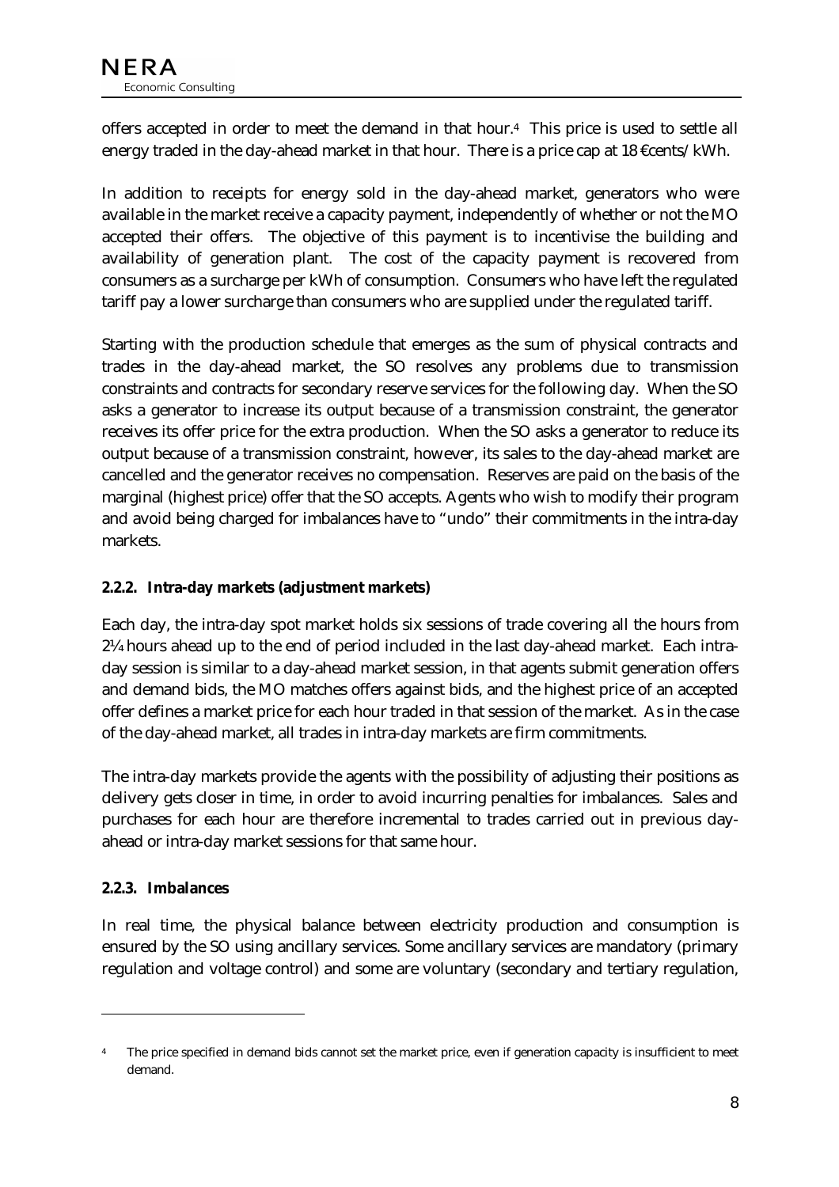offers accepted in order to meet the demand in that hour.[4] This price is used to settle all energy traded in the day-ahead market in that hour. There is a price cap at 18 €cents/kWh.

In addition to receipts for energy sold in the day-ahead market, generators who were available in the market receive a capacity payment, independently of whether or not the MO accepted their offers. The objective of this payment is to incentivise the building and availability of generation plant. The cost of the capacity payment is recovered from consumers as a surcharge per kWh of consumption. Consumers who have left the regulated tariff pay a lower surcharge than consumers who are supplied under the regulated tariff.

Starting with the production schedule that emerges as the sum of physical contracts and trades in the day-ahead market, the SO resolves any problems due to transmission constraints and contracts for secondary reserve services for the following day. When the SO asks a generator to increase its output because of a transmission constraint, the generator receives its offer price for the extra production. When the SO asks a generator to reduce its output because of a transmission constraint, however, its sales to the day-ahead market are cancelled and the generator receives no compensation. Reserves are paid on the basis of the marginal (highest price) offer that the SO accepts. Agents who wish to modify their program and avoid being charged for imbalances have to "undo" their commitments in the intra-day markets.

#### 2.2.2. Intra-day markets (adjustment markets)

Each day, the intra-day spot market holds six sessions of trade covering all the hours from 2¼ hours ahead up to the end of period included in the last day-ahead market. Each intra-day session is similar to a day-ahead market session, in that agents submit generation offers and demand bids, the MO matches offers against bids, and the highest price of an accepted offer defines a market price for each hour traded in that session of the market. As in the case of the day-ahead market, all trades in intra-day markets are firm commitments.

The intra-day markets provide the agents with the possibility of adjusting their positions as delivery gets closer in time, in order to avoid incurring penalties for imbalances. Sales and purchases for each hour are therefore incremental to trades carried out in previous day-ahead or intra-day market sessions for that same hour.

#### 2.2.3. Imbalances

In real time, the physical balance between electricity production and consumption is ensured by the SO using ancillary services. Some ancillary services are mandatory (primary regulation and voltage control) and some are voluntary (secondary and tertiary regulation,

---

[4] The price specified in demand bids cannot set the market price, even if generation capacity is insufficient to meet demand.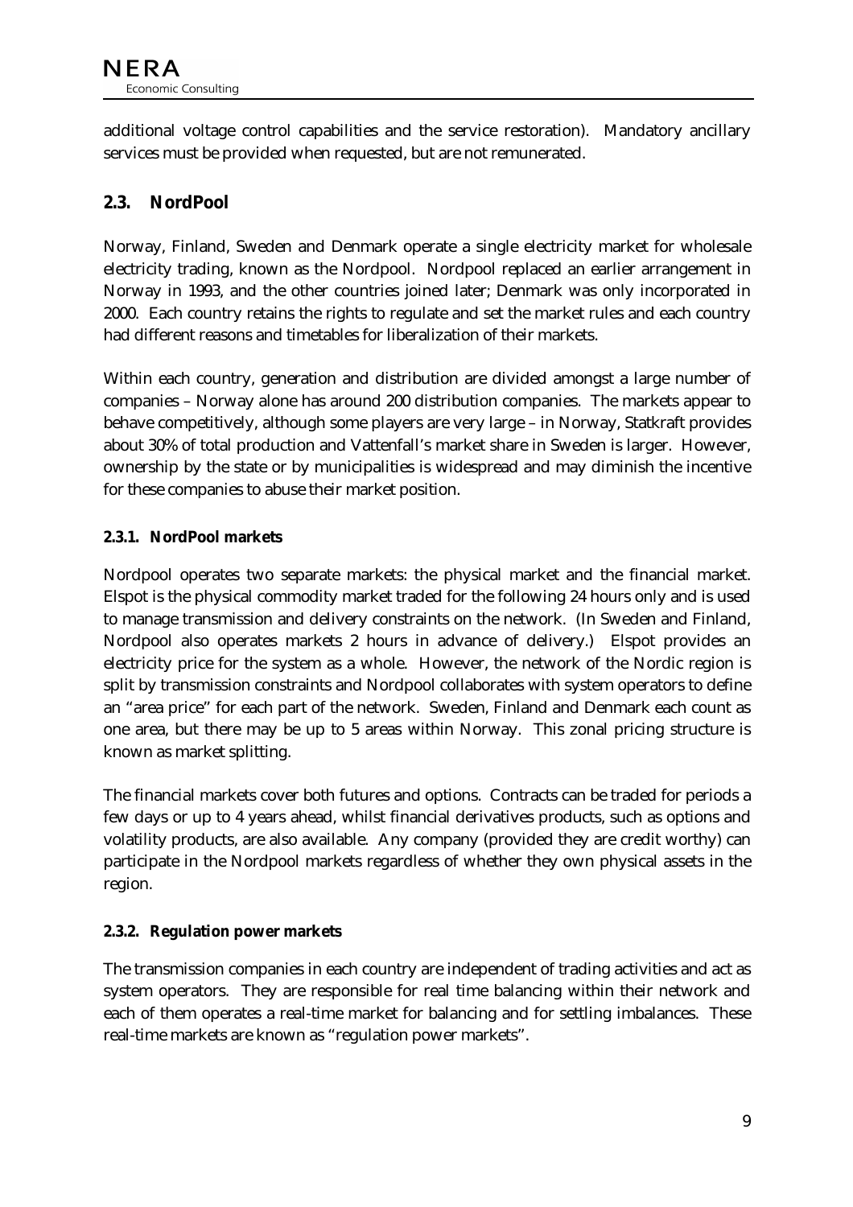additional voltage control capabilities and the service restoration). Mandatory ancillary services must be provided when requested, but are not remunerated.

## 2.3. NordPool

Norway, Finland, Sweden and Denmark operate a single electricity market for wholesale electricity trading, known as the Nordpool. Nordpool replaced an earlier arrangement in Norway in 1993, and the other countries joined later; Denmark was only incorporated in 2000. Each country retains the rights to regulate and set the market rules and each country had different reasons and timetables for liberalization of their markets.

Within each country, generation and distribution are divided amongst a large number of companies – Norway alone has around 200 distribution companies. The markets appear to behave competitively, although some players are very large – in Norway, Statkraft provides about 30% of total production and Vattenfall's market share in Sweden is larger. However, ownership by the state or by municipalities is widespread and may diminish the incentive for these companies to abuse their market position.

### 2.3.1. NordPool markets

Nordpool operates two separate markets: the physical market and the financial market. Elspot is the physical commodity market traded for the following 24 hours only and is used to manage transmission and delivery constraints on the network. (In Sweden and Finland, Nordpool also operates markets 2 hours in advance of delivery.) Elspot provides an electricity price for the system as a whole. However, the network of the Nordic region is split by transmission constraints and Nordpool collaborates with system operators to define an "area price" for each part of the network. Sweden, Finland and Denmark each count as one area, but there may be up to 5 areas within Norway. This zonal pricing structure is known as market splitting.

The financial markets cover both futures and options. Contracts can be traded for periods a few days or up to 4 years ahead, whilst financial derivatives products, such as options and volatility products, are also available. Any company (provided they are credit worthy) can participate in the Nordpool markets regardless of whether they own physical assets in the region.

### 2.3.2. Regulation power markets

The transmission companies in each country are independent of trading activities and act as system operators. They are responsible for real time balancing within their network and each of them operates a real-time market for balancing and for settling imbalances. These real-time markets are known as "regulation power markets".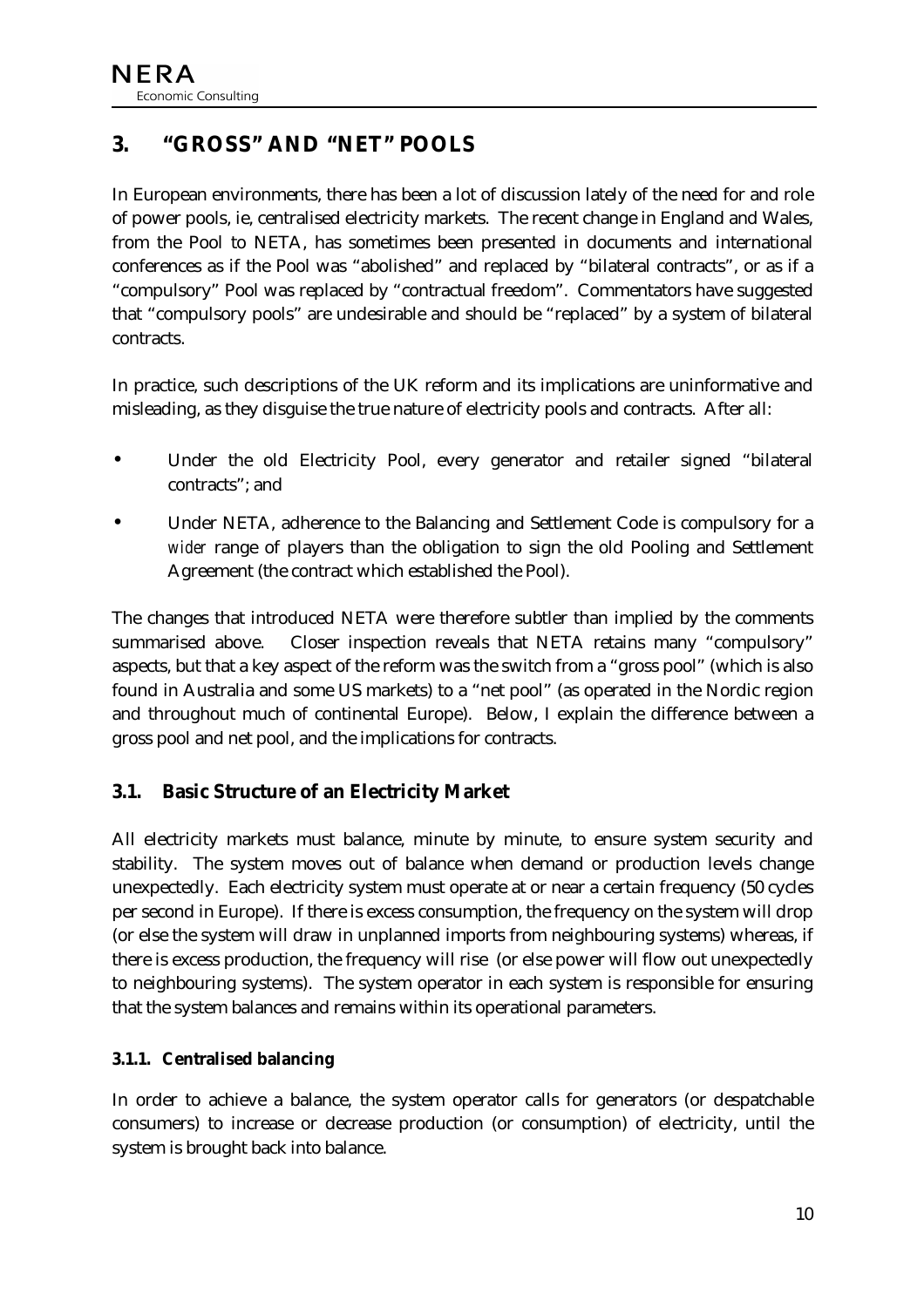## 3. "GROSS" AND "NET" POOLS

In European environments, there has been a lot of discussion lately of the need for and role of power pools, ie, centralised electricity markets. The recent change in England and Wales, from the Pool to NETA, has sometimes been presented in documents and international conferences as if the Pool was "abolished" and replaced by "bilateral contracts", or as if a "compulsory" Pool was replaced by "contractual freedom". Commentators have suggested that "compulsory pools" are undesirable and should be "replaced" by a system of bilateral contracts.

In practice, such descriptions of the UK reform and its implications are uninformative and misleading, as they disguise the true nature of electricity pools and contracts. After all:

- Under the old Electricity Pool, every generator and retailer signed "bilateral contracts"; and
- Under NETA, adherence to the Balancing and Settlement Code is compulsory for a *wider* range of players than the obligation to sign the old Pooling and Settlement Agreement (the contract which established the Pool).

The changes that introduced NETA were therefore subtler than implied by the comments summarised above. Closer inspection reveals that NETA retains many "compulsory" aspects, but that a key aspect of the reform was the switch from a "gross pool" (which is also found in Australia and some US markets) to a "net pool" (as operated in the Nordic region and throughout much of continental Europe). Below, I explain the difference between a gross pool and net pool, and the implications for contracts.

### 3.1. Basic Structure of an Electricity Market

All electricity markets must balance, minute by minute, to ensure system security and stability. The system moves out of balance when demand or production levels change unexpectedly. Each electricity system must operate at or near a certain frequency (50 cycles per second in Europe). If there is excess consumption, the frequency on the system will drop (or else the system will draw in unplanned imports from neighbouring systems) whereas, if there is excess production, the frequency will rise (or else power will flow out unexpectedly to neighbouring systems). The system operator in each system is responsible for ensuring that the system balances and remains within its operational parameters.

#### 3.1.1. Centralised balancing

In order to achieve a balance, the system operator calls for generators (or despatchable consumers) to increase or decrease production (or consumption) of electricity, until the system is brought back into balance.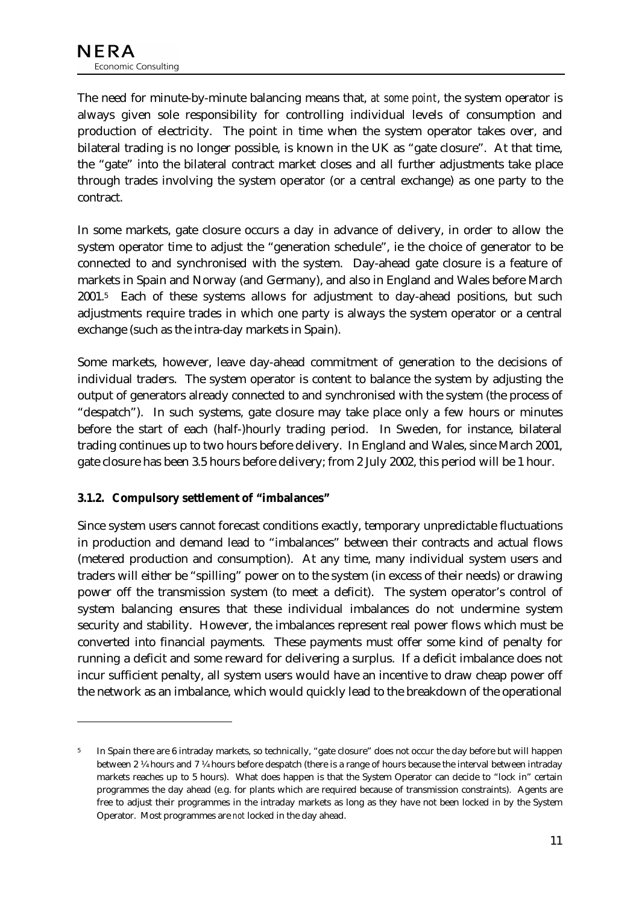The need for minute-by-minute balancing means that, *at some point*, the system operator is always given sole responsibility for controlling individual levels of consumption and production of electricity. The point in time when the system operator takes over, and bilateral trading is no longer possible, is known in the UK as "gate closure". At that time, the "gate" into the bilateral contract market closes and all further adjustments take place through trades involving the system operator (or a central exchange) as one party to the contract.

In some markets, gate closure occurs a day in advance of delivery, in order to allow the system operator time to adjust the "generation schedule", ie the choice of generator to be connected to and synchronised with the system. Day-ahead gate closure is a feature of markets in Spain and Norway (and Germany), and also in England and Wales before March 2001.[5] Each of these systems allows for adjustment to day-ahead positions, but such adjustments require trades in which one party is always the system operator or a central exchange (such as the intra-day markets in Spain).

Some markets, however, leave day-ahead commitment of generation to the decisions of individual traders. The system operator is content to balance the system by adjusting the output of generators already connected to and synchronised with the system (the process of "despatch"). In such systems, gate closure may take place only a few hours or minutes before the start of each (half-)hourly trading period. In Sweden, for instance, bilateral trading continues up to two hours before delivery. In England and Wales, since March 2001, gate closure has been 3.5 hours before delivery; from 2 July 2002, this period will be 1 hour.

### 3.1.2. Compulsory settlement of "imbalances"

Since system users cannot forecast conditions exactly, temporary unpredictable fluctuations in production and demand lead to "imbalances" between their contracts and actual flows (metered production and consumption). At any time, many individual system users and traders will either be "spilling" power on to the system (in excess of their needs) or drawing power off the transmission system (to meet a deficit). The system operator's control of system balancing ensures that these individual imbalances do not undermine system security and stability. However, the imbalances represent real power flows which must be converted into financial payments. These payments must offer some kind of penalty for running a deficit and some reward for delivering a surplus. If a deficit imbalance does not incur sufficient penalty, all system users would have an incentive to draw cheap power off the network as an imbalance, which would quickly lead to the breakdown of the operational

---

[5] In Spain there are 6 intraday markets, so technically, "gate closure" does not occur the day before but will happen between 2 ¼ hours and 7 ¼ hours before despatch (there is a range of hours because the interval between intraday markets reaches up to 5 hours). What does happen is that the System Operator can decide to "lock in" certain programmes the day ahead (e.g. for plants which are required because of transmission constraints). Agents are free to adjust their programmes in the intraday markets as long as they have not been locked in by the System Operator. Most programmes are *not* locked in the day ahead.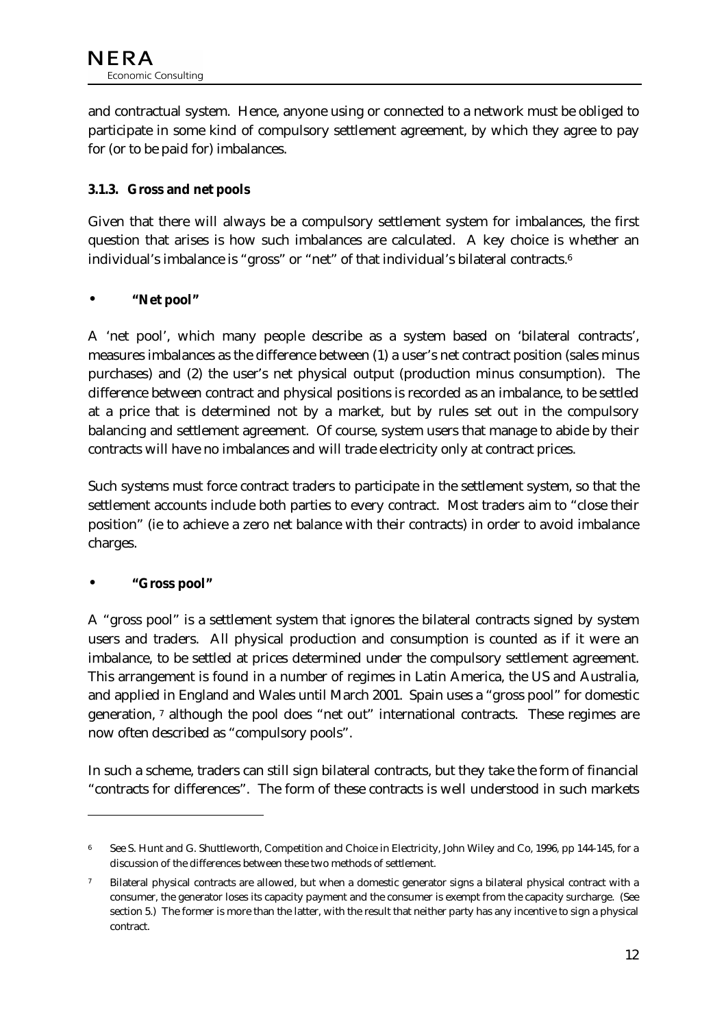and contractual system. Hence, anyone using or connected to a network must be obliged to participate in some kind of compulsory settlement agreement, by which they agree to pay for (or to be paid for) imbalances.

### 3.1.3. Gross and net pools

Given that there will always be a compulsory settlement system for imbalances, the first question that arises is how such imbalances are calculated. A key choice is whether an individual's imbalance is "gross" or "net" of that individual's bilateral contracts.[6]

- **"Net pool"**

A 'net pool', which many people describe as a system based on 'bilateral contracts', measures imbalances as the difference between (1) a user's net contract position (sales minus purchases) and (2) the user's net physical output (production minus consumption). The difference between contract and physical positions is recorded as an imbalance, to be settled at a price that is determined not by a market, but by rules set out in the compulsory balancing and settlement agreement. Of course, system users that manage to abide by their contracts will have no imbalances and will trade electricity only at contract prices.

Such systems must force contract traders to participate in the settlement system, so that the settlement accounts include both parties to every contract. Most traders aim to "close their position" (ie to achieve a zero net balance with their contracts) in order to avoid imbalance charges.

- **"Gross pool"**

A "gross pool" is a settlement system that ignores the bilateral contracts signed by system users and traders. All physical production and consumption is counted as if it were an imbalance, to be settled at prices determined under the compulsory settlement agreement. This arrangement is found in a number of regimes in Latin America, the US and Australia, and applied in England and Wales until March 2001. Spain uses a "gross pool" for domestic generation, [7] although the pool does "net out" international contracts. These regimes are now often described as "compulsory pools".

In such a scheme, traders can still sign bilateral contracts, but they take the form of financial "contracts for differences". The form of these contracts is well understood in such markets

---

[6] See S. Hunt and G. Shuttleworth, Competition and Choice in Electricity, John Wiley and Co, 1996, pp 144-145, for a discussion of the differences between these two methods of settlement.

[7] Bilateral physical contracts are allowed, but when a domestic generator signs a bilateral physical contract with a consumer, the generator loses its capacity payment and the consumer is exempt from the capacity surcharge. (See section 5.) The former is more than the latter, with the result that neither party has any incentive to sign a physical contract.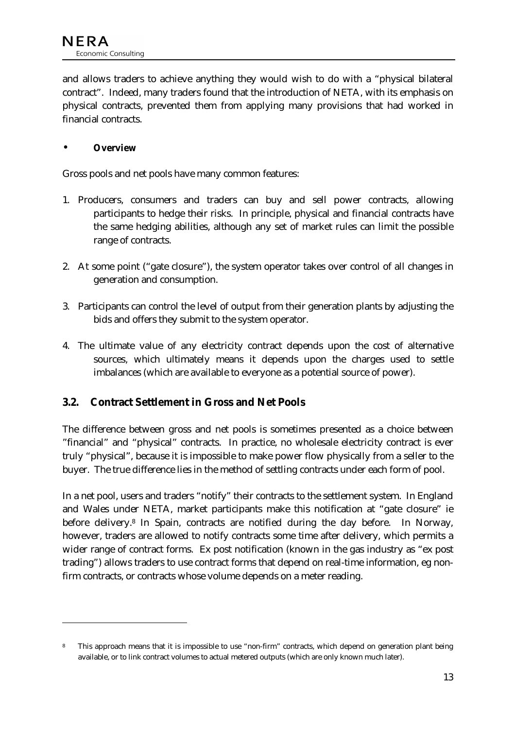and allows traders to achieve anything they would wish to do with a "physical bilateral contract". Indeed, many traders found that the introduction of NETA, with its emphasis on physical contracts, prevented them from applying many provisions that had worked in financial contracts.

- **Overview**

Gross pools and net pools have many common features:

1. Producers, consumers and traders can buy and sell power contracts, allowing participants to hedge their risks. In principle, physical and financial contracts have the same hedging abilities, although any set of market rules can limit the possible range of contracts.

2. At some point ("gate closure"), the system operator takes over control of all changes in generation and consumption.

3. Participants can control the level of output from their generation plants by adjusting the bids and offers they submit to the system operator.

4. The ultimate value of any electricity contract depends upon the cost of alternative sources, which ultimately means it depends upon the charges used to settle imbalances (which are available to everyone as a potential source of power).

## 3.2. Contract Settlement in Gross and Net Pools

The difference between gross and net pools is sometimes presented as a choice between "financial" and "physical" contracts. In practice, no wholesale electricity contract is ever truly "physical", because it is impossible to make power flow physically from a seller to the buyer. The true difference lies in the method of settling contracts under each form of pool.

In a net pool, users and traders "notify" their contracts to the settlement system. In England and Wales under NETA, market participants make this notification at "gate closure" ie before delivery.[8] In Spain, contracts are notified during the day before. In Norway, however, traders are allowed to notify contracts some time after delivery, which permits a wider range of contract forms. Ex post notification (known in the gas industry as "ex post trading") allows traders to use contract forms that depend on real-time information, eg non-firm contracts, or contracts whose volume depends on a meter reading.

---

[8] This approach means that it is impossible to use "non-firm" contracts, which depend on generation plant being available, or to link contract volumes to actual metered outputs (which are only known much later).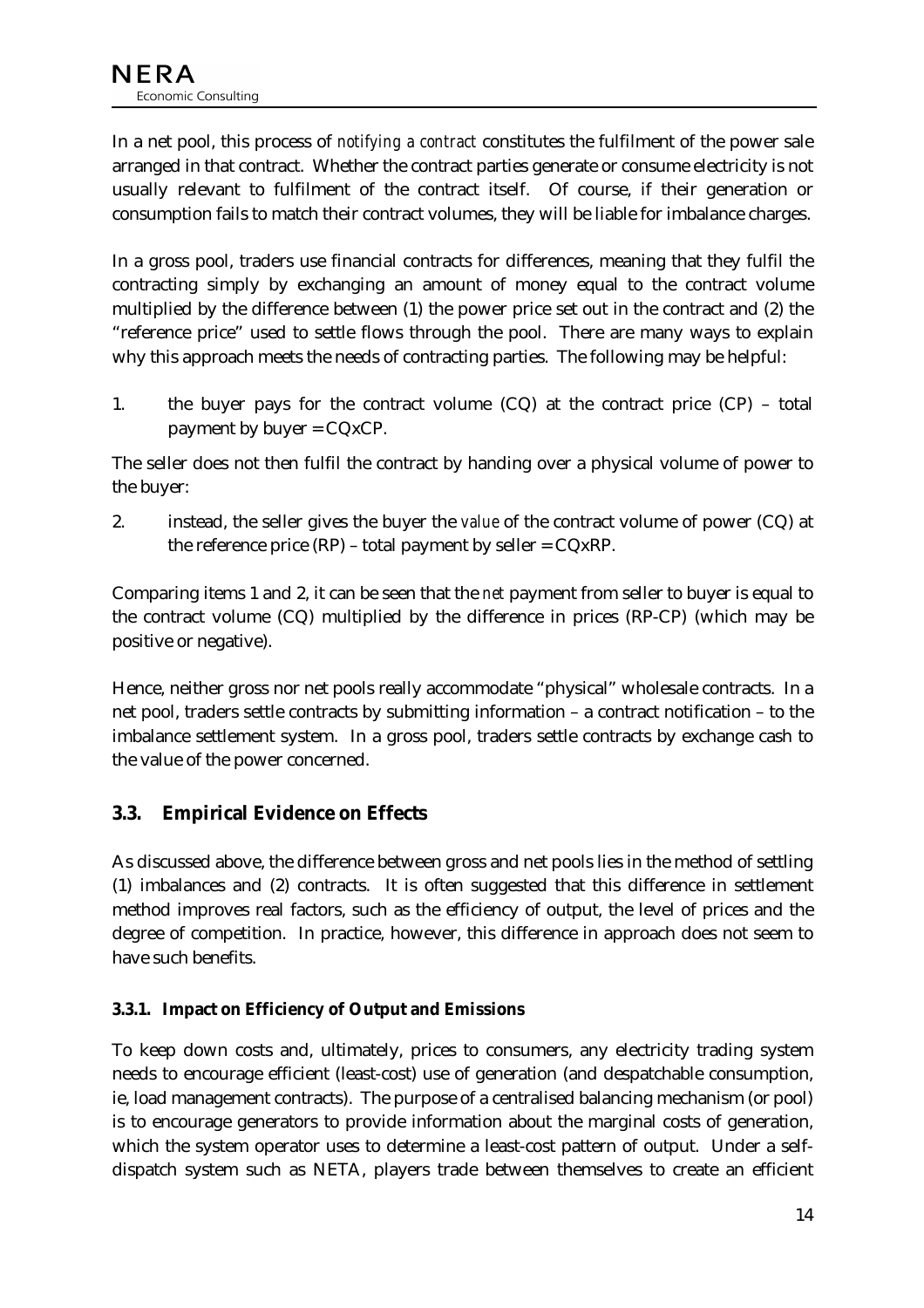In a net pool, this process of *notifying a contract* constitutes the fulfilment of the power sale arranged in that contract. Whether the contract parties generate or consume electricity is not usually relevant to fulfilment of the contract itself. Of course, if their generation or consumption fails to match their contract volumes, they will be liable for imbalance charges.

In a gross pool, traders use financial contracts for differences, meaning that they fulfil the contracting simply by exchanging an amount of money equal to the contract volume multiplied by the difference between (1) the power price set out in the contract and (2) the "reference price" used to settle flows through the pool. There are many ways to explain why this approach meets the needs of contracting parties. The following may be helpful:

1. the buyer pays for the contract volume (CQ) at the contract price (CP) – total payment by buyer = CQxCP.

The seller does not then fulfil the contract by handing over a physical volume of power to the buyer:

2. instead, the seller gives the buyer the *value* of the contract volume of power (CQ) at the reference price (RP) – total payment by seller = CQxRP.

Comparing items 1 and 2, it can be seen that the *net* payment from seller to buyer is equal to the contract volume (CQ) multiplied by the difference in prices (RP-CP) (which may be positive or negative).

Hence, neither gross nor net pools really accommodate "physical" wholesale contracts. In a net pool, traders settle contracts by submitting information – a contract notification – to the imbalance settlement system. In a gross pool, traders settle contracts by exchange cash to the value of the power concerned.

## 3.3. Empirical Evidence on Effects

As discussed above, the difference between gross and net pools lies in the method of settling (1) imbalances and (2) contracts. It is often suggested that this difference in settlement method improves real factors, such as the efficiency of output, the level of prices and the degree of competition. In practice, however, this difference in approach does not seem to have such benefits.

### 3.3.1. Impact on Efficiency of Output and Emissions

To keep down costs and, ultimately, prices to consumers, any electricity trading system needs to encourage efficient (least-cost) use of generation (and despatchable consumption, ie, load management contracts). The purpose of a centralised balancing mechanism (or pool) is to encourage generators to provide information about the marginal costs of generation, which the system operator uses to determine a least-cost pattern of output. Under a self-dispatch system such as NETA, players trade between themselves to create an efficient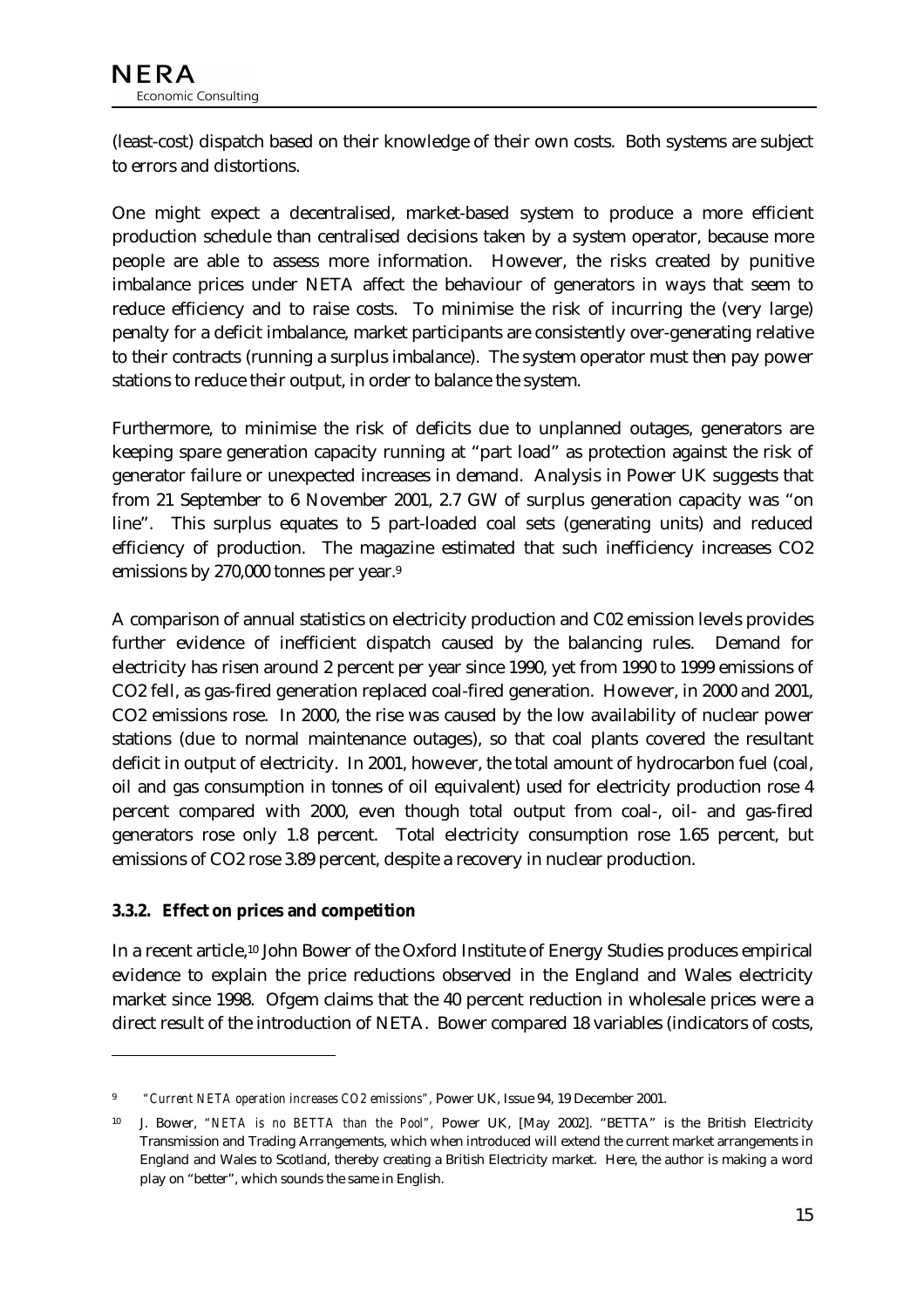(least-cost) dispatch based on their knowledge of their own costs. Both systems are subject to errors and distortions.

One might expect a decentralised, market-based system to produce a more efficient production schedule than centralised decisions taken by a system operator, because more people are able to assess more information. However, the risks created by punitive imbalance prices under NETA affect the behaviour of generators in ways that seem to reduce efficiency and to raise costs. To minimise the risk of incurring the (very large) penalty for a deficit imbalance, market participants are consistently over-generating relative to their contracts (running a surplus imbalance). The system operator must then pay power stations to reduce their output, in order to balance the system.

Furthermore, to minimise the risk of deficits due to unplanned outages, generators are keeping spare generation capacity running at "part load" as protection against the risk of generator failure or unexpected increases in demand. Analysis in Power UK suggests that from 21 September to 6 November 2001, 2.7 GW of surplus generation capacity was "on line". This surplus equates to 5 part-loaded coal sets (generating units) and reduced efficiency of production. The magazine estimated that such inefficiency increases $CO_2$ emissions by 270,000 tonnes per year.[9]

A comparison of annual statistics on electricity production and $C0_2$ emission levels provides further evidence of inefficient dispatch caused by the balancing rules. Demand for electricity has risen around 2 percent per year since 1990, yet from 1990 to 1999 emissions of $CO_2$ fell, as gas-fired generation replaced coal-fired generation. However, in 2000 and 2001, $CO_2$ emissions rose. In 2000, the rise was caused by the low availability of nuclear power stations (due to normal maintenance outages), so that coal plants covered the resultant deficit in output of electricity. In 2001, however, the total amount of hydrocarbon fuel (coal, oil and gas consumption in tonnes of oil equivalent) used for electricity production rose 4 percent compared with 2000, even though total output from coal-, oil- and gas-fired generators rose only 1.8 percent. Total electricity consumption rose 1.65 percent, but emissions of $CO_2$ rose 3.89 percent, despite a recovery in nuclear production.

### 3.3.2. Effect on prices and competition

In a recent article,[10] John Bower of the Oxford Institute of Energy Studies produces empirical evidence to explain the price reductions observed in the England and Wales electricity market since 1998. Ofgem claims that the 40 percent reduction in wholesale prices were a direct result of the introduction of NETA. Bower compared 18 variables (indicators of costs,

---

[9] *"Current NETA operation increases CO2 emissions"*, Power UK, Issue 94, 19 December 2001.

[10] J. Bower, *"NETA is no BETTA than the Pool"*, Power UK, [May 2002]. "BETTA" is the British Electricity Transmission and Trading Arrangements, which when introduced will extend the current market arrangements in England and Wales to Scotland, thereby creating a British Electricity market. Here, the author is making a word play on "better", which sounds the same in English.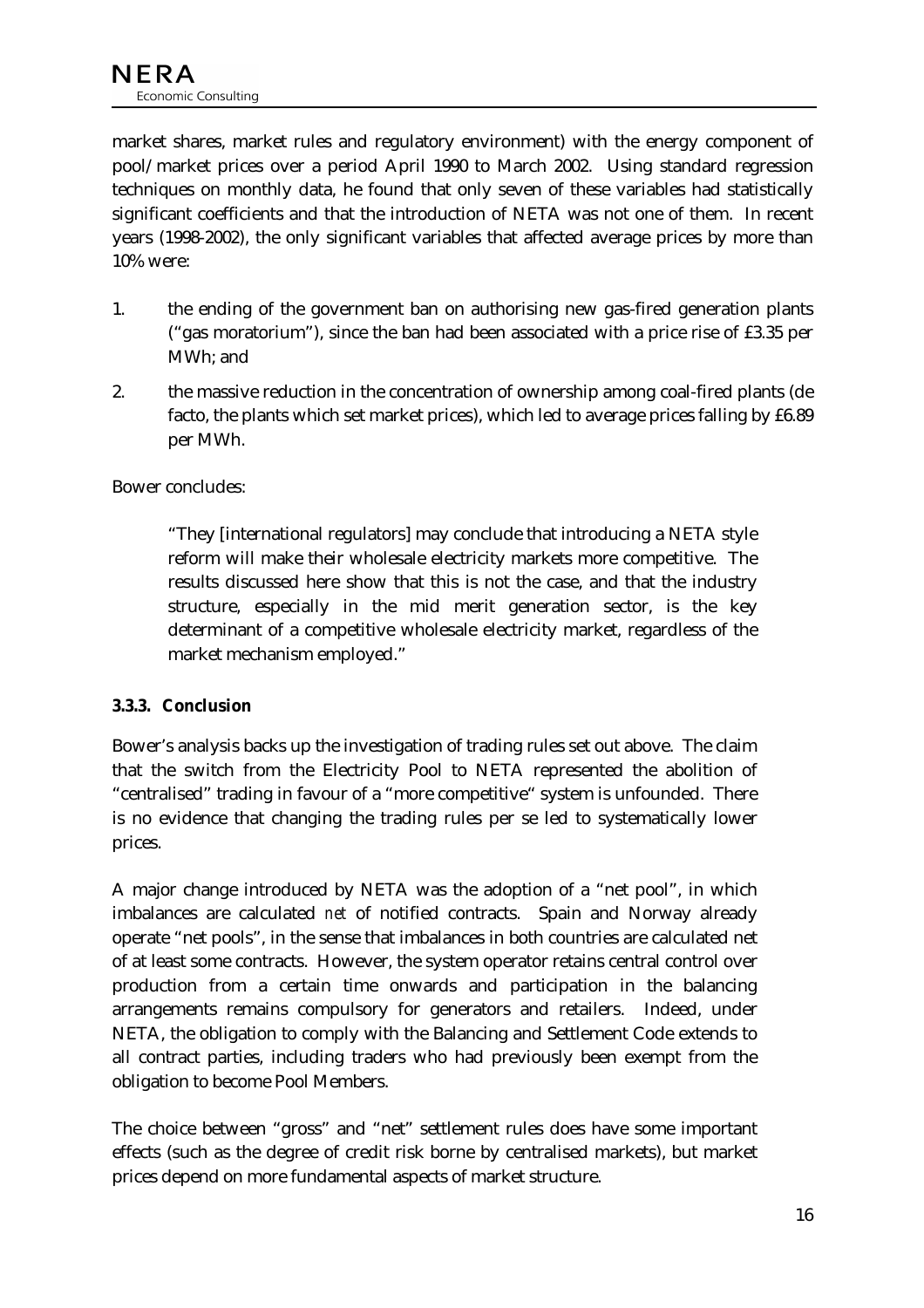market shares, market rules and regulatory environment) with the energy component of pool/market prices over a period April 1990 to March 2002. Using standard regression techniques on monthly data, he found that only seven of these variables had statistically significant coefficients and that the introduction of NETA was not one of them. In recent years (1998-2002), the only significant variables that affected average prices by more than 10% were:

1. the ending of the government ban on authorising new gas-fired generation plants ("gas moratorium"), since the ban had been associated with a price rise of £3.35 per MWh; and

2. the massive reduction in the concentration of ownership among coal-fired plants (de facto, the plants which set market prices), which led to average prices falling by £6.89 per MWh.

Bower concludes:

> "They [international regulators] may conclude that introducing a NETA style reform will make their wholesale electricity markets more competitive. The results discussed here show that this is not the case, and that the industry structure, especially in the mid merit generation sector, is the key determinant of a competitive wholesale electricity market, regardless of the market mechanism employed."

### 3.3.3. Conclusion

Bower's analysis backs up the investigation of trading rules set out above. The claim that the switch from the Electricity Pool to NETA represented the abolition of "centralised" trading in favour of a "more competitive" system is unfounded. There is no evidence that changing the trading rules per se led to systematically lower prices.

A major change introduced by NETA was the adoption of a "net pool", in which imbalances are calculated *net* of notified contracts. Spain and Norway already operate "net pools", in the sense that imbalances in both countries are calculated net of at least some contracts. However, the system operator retains central control over production from a certain time onwards and participation in the balancing arrangements remains compulsory for generators and retailers. Indeed, under NETA, the obligation to comply with the Balancing and Settlement Code extends to all contract parties, including traders who had previously been exempt from the obligation to become Pool Members.

The choice between "gross" and "net" settlement rules does have some important effects (such as the degree of credit risk borne by centralised markets), but market prices depend on more fundamental aspects of market structure.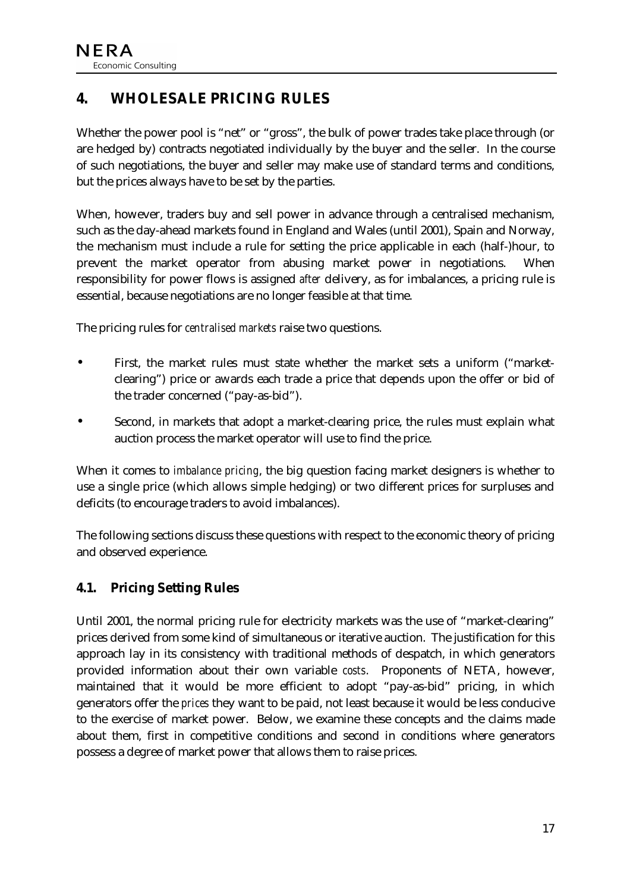# 4. WHOLESALE PRICING RULES

Whether the power pool is "net" or "gross", the bulk of power trades take place through (or are hedged by) contracts negotiated individually by the buyer and the seller. In the course of such negotiations, the buyer and seller may make use of standard terms and conditions, but the prices always have to be set by the parties.

When, however, traders buy and sell power in advance through a centralised mechanism, such as the day-ahead markets found in England and Wales (until 2001), Spain and Norway, the mechanism must include a rule for setting the price applicable in each (half-)hour, to prevent the market operator from abusing market power in negotiations. When responsibility for power flows is assigned *after* delivery, as for imbalances, a pricing rule is essential, because negotiations are no longer feasible at that time.

The pricing rules for *centralised markets* raise two questions.

- First, the market rules must state whether the market sets a uniform ("market-clearing") price or awards each trade a price that depends upon the offer or bid of the trader concerned ("pay-as-bid").
- Second, in markets that adopt a market-clearing price, the rules must explain what auction process the market operator will use to find the price.

When it comes to *imbalance pricing*, the big question facing market designers is whether to use a single price (which allows simple hedging) or two different prices for surpluses and deficits (to encourage traders to avoid imbalances).

The following sections discuss these questions with respect to the economic theory of pricing and observed experience.

## 4.1. Pricing Setting Rules

Until 2001, the normal pricing rule for electricity markets was the use of "market-clearing" prices derived from some kind of simultaneous or iterative auction. The justification for this approach lay in its consistency with traditional methods of despatch, in which generators provided information about their own variable *costs*. Proponents of NETA, however, maintained that it would be more efficient to adopt "pay-as-bid" pricing, in which generators offer the *prices* they want to be paid, not least because it would be less conducive to the exercise of market power. Below, we examine these concepts and the claims made about them, first in competitive conditions and second in conditions where generators possess a degree of market power that allows them to raise prices.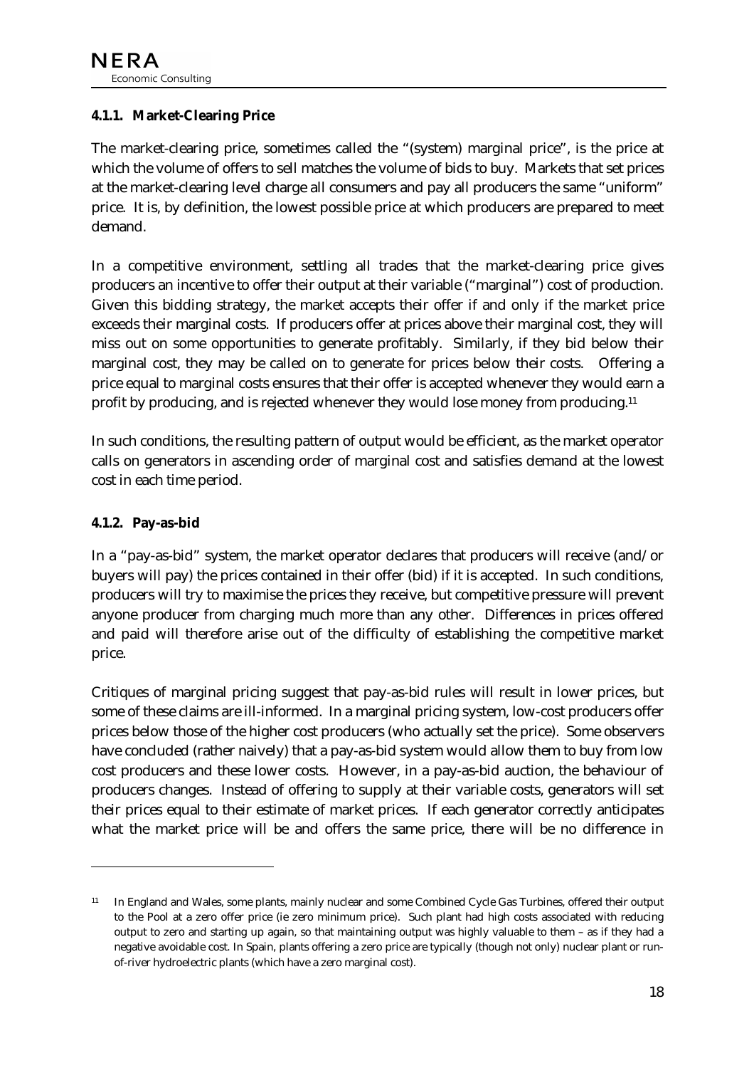#### 4.1.1. Market-Clearing Price

The market-clearing price, sometimes called the "(system) marginal price", is the price at which the volume of offers to sell matches the volume of bids to buy. Markets that set prices at the market-clearing level charge all consumers and pay all producers the same "uniform" price. It is, by definition, the lowest possible price at which producers are prepared to meet demand.

In a competitive environment, settling all trades that the market-clearing price gives producers an incentive to offer their output at their variable ("marginal") cost of production. Given this bidding strategy, the market accepts their offer if and only if the market price exceeds their marginal costs. If producers offer at prices above their marginal cost, they will miss out on some opportunities to generate profitably. Similarly, if they bid below their marginal cost, they may be called on to generate for prices below their costs. Offering a price equal to marginal costs ensures that their offer is accepted whenever they would earn a profit by producing, and is rejected whenever they would lose money from producing.[11]

In such conditions, the resulting pattern of output would be efficient, as the market operator calls on generators in ascending order of marginal cost and satisfies demand at the lowest cost in each time period.

#### 4.1.2. Pay-as-bid

In a "pay-as-bid" system, the market operator declares that producers will receive (and/or buyers will pay) the prices contained in their offer (bid) if it is accepted. In such conditions, producers will try to maximise the prices they receive, but competitive pressure will prevent anyone producer from charging much more than any other. Differences in prices offered and paid will therefore arise out of the difficulty of establishing the competitive market price.

Critiques of marginal pricing suggest that pay-as-bid rules will result in lower prices, but some of these claims are ill-informed. In a marginal pricing system, low-cost producers offer prices below those of the higher cost producers (who actually set the price). Some observers have concluded (rather naively) that a pay-as-bid system would allow them to buy from low cost producers and these lower costs. However, in a pay-as-bid auction, the behaviour of producers changes. Instead of offering to supply at their variable costs, generators will set their prices equal to their estimate of market prices. If each generator correctly anticipates what the market price will be and offers the same price, there will be no difference in

---

[11] In England and Wales, some plants, mainly nuclear and some Combined Cycle Gas Turbines, offered their output to the Pool at a zero offer price (ie zero minimum price). Such plant had high costs associated with reducing output to zero and starting up again, so that maintaining output was highly valuable to them – as if they had a negative avoidable cost. In Spain, plants offering a zero price are typically (though not only) nuclear plant or run-of-river hydroelectric plants (which have a zero marginal cost).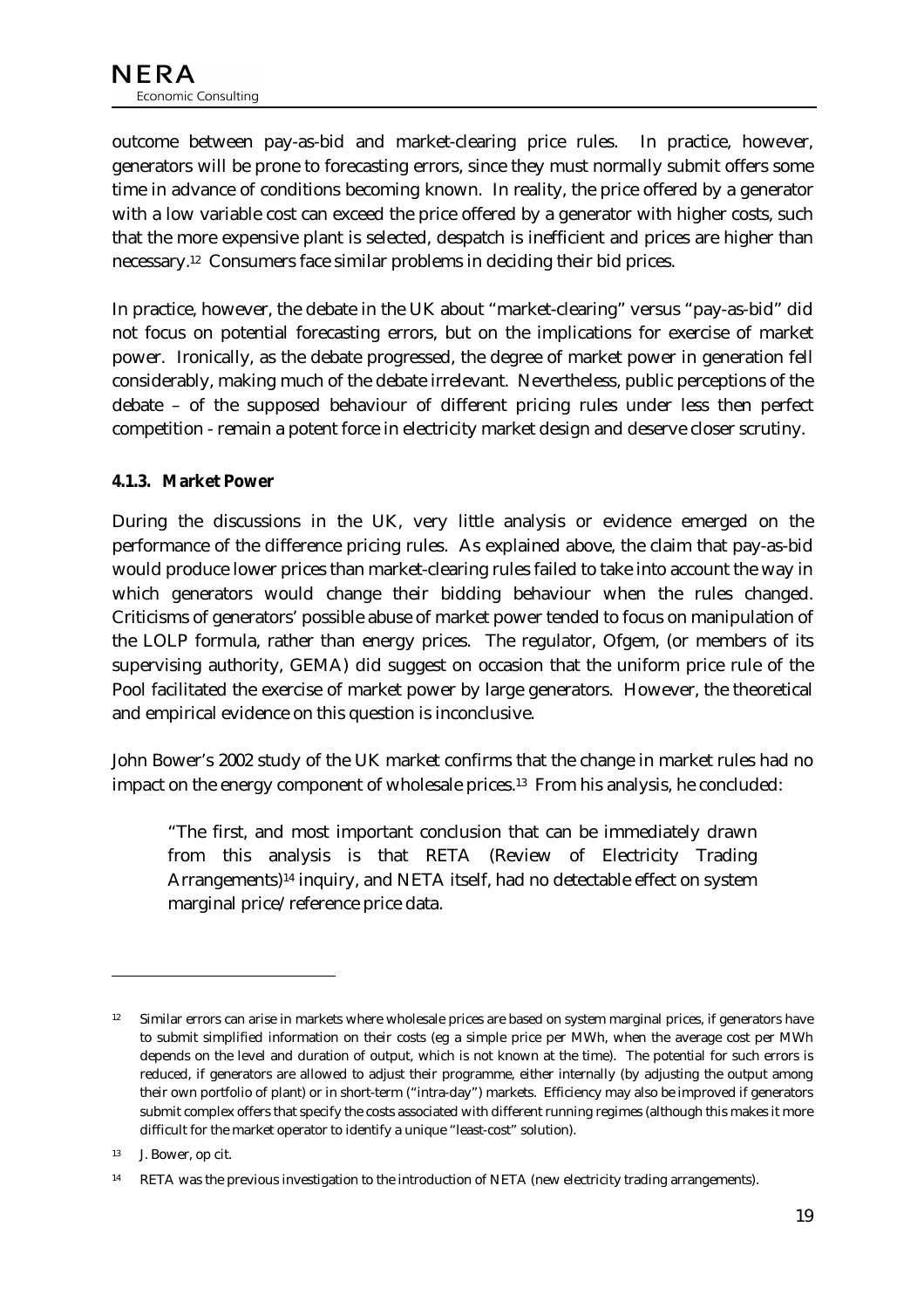outcome between pay-as-bid and market-clearing price rules. In practice, however, generators will be prone to forecasting errors, since they must normally submit offers some time in advance of conditions becoming known. In reality, the price offered by a generator with a low variable cost can exceed the price offered by a generator with higher costs, such that the more expensive plant is selected, despatch is inefficient and prices are higher than necessary.[12] Consumers face similar problems in deciding their bid prices.

In practice, however, the debate in the UK about "market-clearing" versus "pay-as-bid" did not focus on potential forecasting errors, but on the implications for exercise of market power. Ironically, as the debate progressed, the degree of market power in generation fell considerably, making much of the debate irrelevant. Nevertheless, public perceptions of the debate – of the supposed behaviour of different pricing rules under less then perfect competition - remain a potent force in electricity market design and deserve closer scrutiny.

#### 4.1.3. Market Power

During the discussions in the UK, very little analysis or evidence emerged on the performance of the difference pricing rules. As explained above, the claim that pay-as-bid would produce lower prices than market-clearing rules failed to take into account the way in which generators would change their bidding behaviour when the rules changed. Criticisms of generators' possible abuse of market power tended to focus on manipulation of the LOLP formula, rather than energy prices. The regulator, Ofgem, (or members of its supervising authority, GEMA) did suggest on occasion that the uniform price rule of the Pool facilitated the exercise of market power by large generators. However, the theoretical and empirical evidence on this question is inconclusive.

John Bower's 2002 study of the UK market confirms that the change in market rules had no impact on the energy component of wholesale prices.[13] From his analysis, he concluded:

> "The first, and most important conclusion that can be immediately drawn from this analysis is that RETA (Review of Electricity Trading Arrangements)[14] inquiry, and NETA itself, had no detectable effect on system marginal price/reference price data.

---

[12] Similar errors can arise in markets where wholesale prices are based on system marginal prices, if generators have to submit simplified information on their costs (eg a simple price per MWh, when the average cost per MWh depends on the level and duration of output, which is not known at the time). The potential for such errors is reduced, if generators are allowed to adjust their programme, either internally (by adjusting the output among their own portfolio of plant) or in short-term ("intra-day") markets. Efficiency may also be improved if generators submit complex offers that specify the costs associated with different running regimes (although this makes it more difficult for the market operator to identify a unique "least-cost" solution).

[13] J. Bower, op cit.

[14] RETA was the previous investigation to the introduction of NETA (new electricity trading arrangements).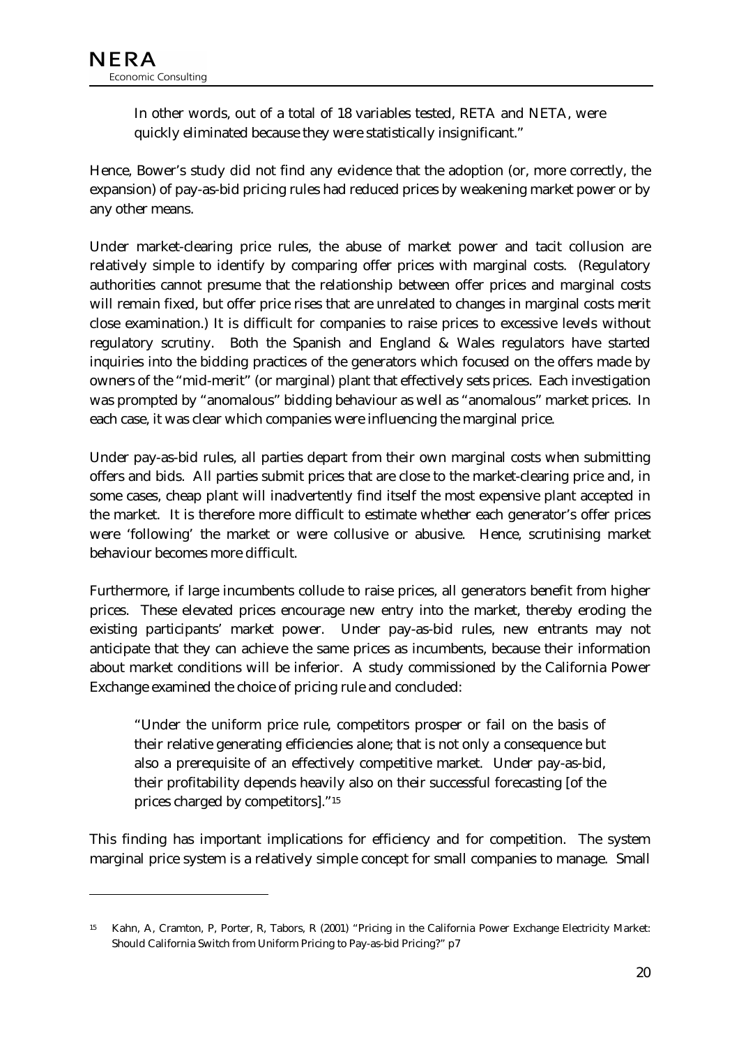> In other words, out of a total of 18 variables tested, RETA and NETA, were quickly eliminated because they were statistically insignificant."

Hence, Bower's study did not find any evidence that the adoption (or, more correctly, the expansion) of pay-as-bid pricing rules had reduced prices by weakening market power or by any other means.

Under market-clearing price rules, the abuse of market power and tacit collusion are relatively simple to identify by comparing offer prices with marginal costs. (Regulatory authorities cannot presume that the relationship between offer prices and marginal costs will remain fixed, but offer price rises that are unrelated to changes in marginal costs merit close examination.) It is difficult for companies to raise prices to excessive levels without regulatory scrutiny. Both the Spanish and England & Wales regulators have started inquiries into the bidding practices of the generators which focused on the offers made by owners of the "mid-merit" (or marginal) plant that effectively sets prices. Each investigation was prompted by "anomalous" bidding behaviour as well as "anomalous" market prices. In each case, it was clear which companies were influencing the marginal price.

Under pay-as-bid rules, all parties depart from their own marginal costs when submitting offers and bids. All parties submit prices that are close to the market-clearing price and, in some cases, cheap plant will inadvertently find itself the most expensive plant accepted in the market. It is therefore more difficult to estimate whether each generator's offer prices were 'following' the market or were collusive or abusive. Hence, scrutinising market behaviour becomes more difficult.

Furthermore, if large incumbents collude to raise prices, all generators benefit from higher prices. These elevated prices encourage new entry into the market, thereby eroding the existing participants' market power. Under pay-as-bid rules, new entrants may not anticipate that they can achieve the same prices as incumbents, because their information about market conditions will be inferior. A study commissioned by the California Power Exchange examined the choice of pricing rule and concluded:

> "Under the uniform price rule, competitors prosper or fail on the basis of their relative generating efficiencies alone; that is not only a consequence but also a prerequisite of an effectively competitive market. Under pay-as-bid, their profitability depends heavily also on their successful forecasting [of the prices charged by competitors]."[15]

This finding has important implications for efficiency and for competition. The system marginal price system is a relatively simple concept for small companies to manage. Small

---

[15] Kahn, A, Cramton, P, Porter, R, Tabors, R (2001) "Pricing in the California Power Exchange Electricity Market: Should California Switch from Uniform Pricing to Pay-as-bid Pricing?" p7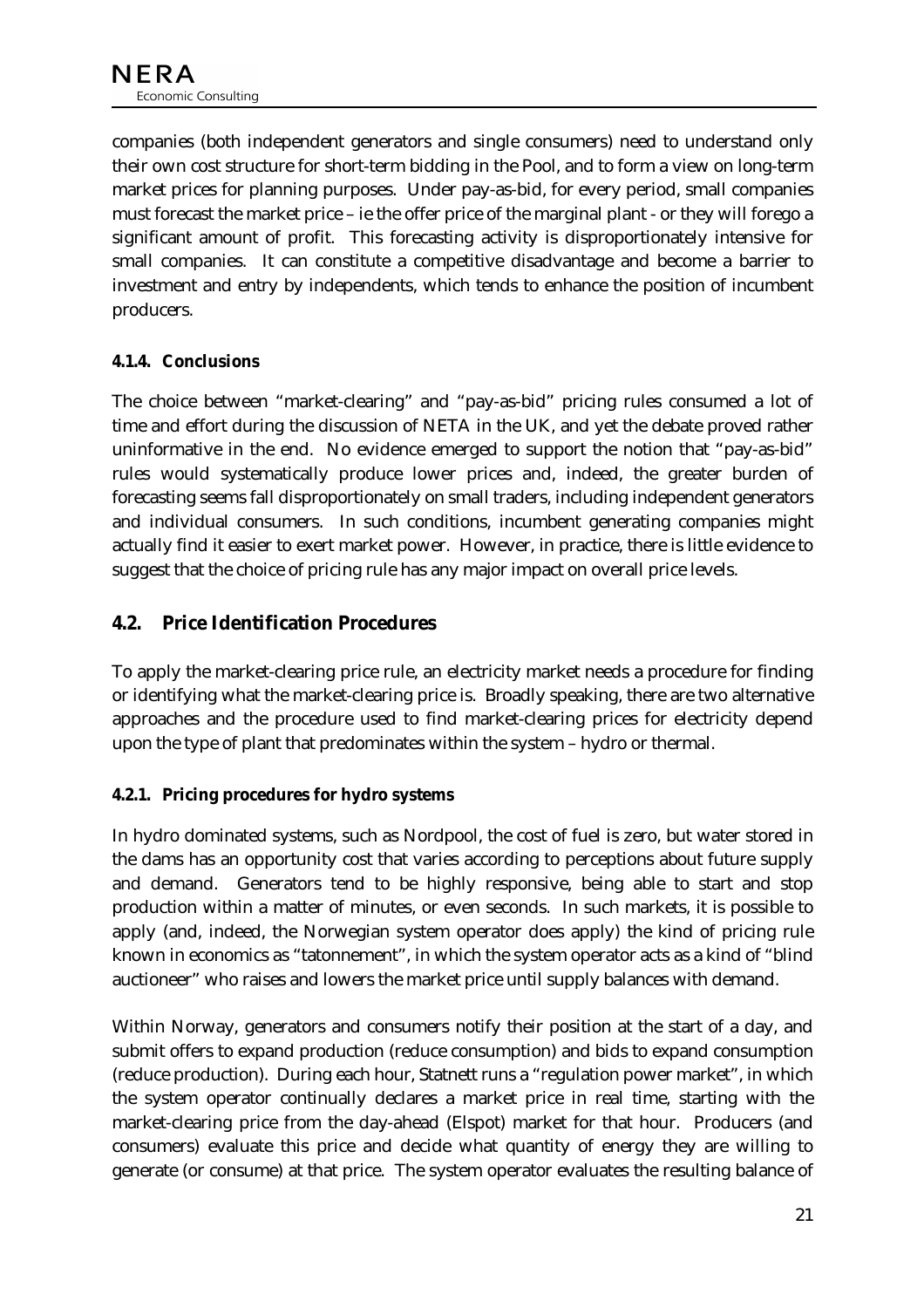companies (both independent generators and single consumers) need to understand only their own cost structure for short-term bidding in the Pool, and to form a view on long-term market prices for planning purposes. Under pay-as-bid, for every period, small companies must forecast the market price – ie the offer price of the marginal plant - or they will forego a significant amount of profit. This forecasting activity is disproportionately intensive for small companies. It can constitute a competitive disadvantage and become a barrier to investment and entry by independents, which tends to enhance the position of incumbent producers.

#### 4.1.4. Conclusions

The choice between "market-clearing" and "pay-as-bid" pricing rules consumed a lot of time and effort during the discussion of NETA in the UK, and yet the debate proved rather uninformative in the end. No evidence emerged to support the notion that "pay-as-bid" rules would systematically produce lower prices and, indeed, the greater burden of forecasting seems fall disproportionately on small traders, including independent generators and individual consumers. In such conditions, incumbent generating companies might actually find it easier to exert market power. However, in practice, there is little evidence to suggest that the choice of pricing rule has any major impact on overall price levels.

## 4.2. Price Identification Procedures

To apply the market-clearing price rule, an electricity market needs a procedure for finding or identifying what the market-clearing price is. Broadly speaking, there are two alternative approaches and the procedure used to find market-clearing prices for electricity depend upon the type of plant that predominates within the system – hydro or thermal.

#### 4.2.1. Pricing procedures for hydro systems

In hydro dominated systems, such as Nordpool, the cost of fuel is zero, but water stored in the dams has an opportunity cost that varies according to perceptions about future supply and demand. Generators tend to be highly responsive, being able to start and stop production within a matter of minutes, or even seconds. In such markets, it is possible to apply (and, indeed, the Norwegian system operator does apply) the kind of pricing rule known in economics as "tatonnement", in which the system operator acts as a kind of "blind auctioneer" who raises and lowers the market price until supply balances with demand.

Within Norway, generators and consumers notify their position at the start of a day, and submit offers to expand production (reduce consumption) and bids to expand consumption (reduce production). During each hour, Statnett runs a "regulation power market", in which the system operator continually declares a market price in real time, starting with the market-clearing price from the day-ahead (Elspot) market for that hour. Producers (and consumers) evaluate this price and decide what quantity of energy they are willing to generate (or consume) at that price. The system operator evaluates the resulting balance of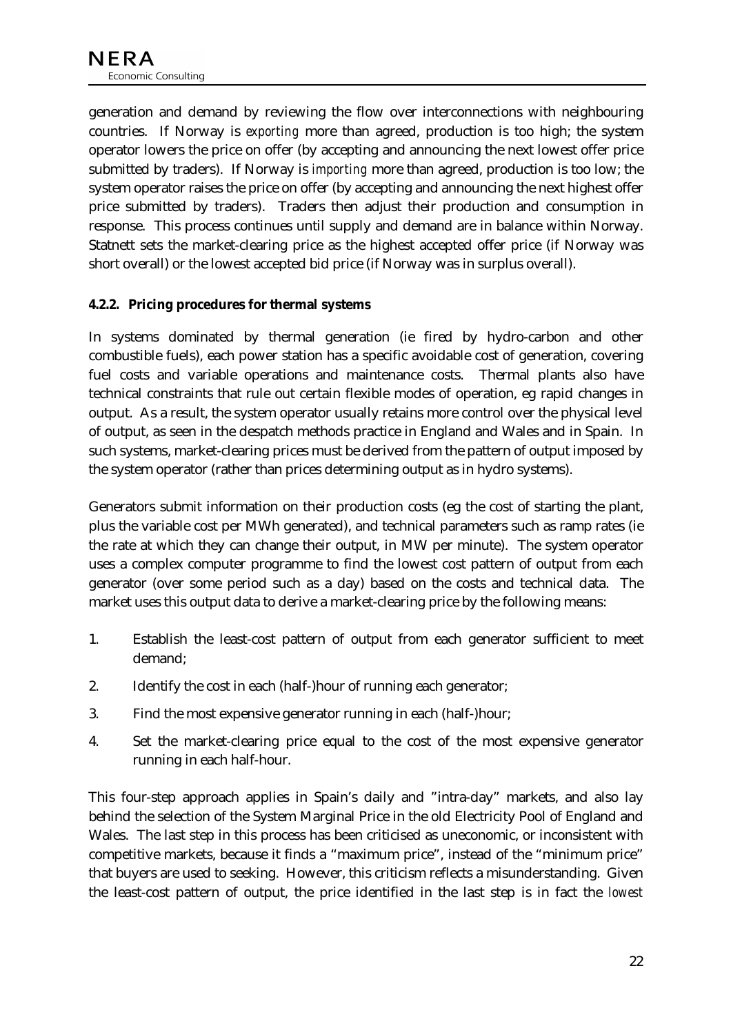generation and demand by reviewing the flow over interconnections with neighbouring countries. If Norway is *exporting* more than agreed, production is too high; the system operator lowers the price on offer (by accepting and announcing the next lowest offer price submitted by traders). If Norway is *importing* more than agreed, production is too low; the system operator raises the price on offer (by accepting and announcing the next highest offer price submitted by traders). Traders then adjust their production and consumption in response. This process continues until supply and demand are in balance within Norway. Statnett sets the market-clearing price as the highest accepted offer price (if Norway was short overall) or the lowest accepted bid price (if Norway was in surplus overall).

#### 4.2.2. Pricing procedures for thermal systems

In systems dominated by thermal generation (ie fired by hydro-carbon and other combustible fuels), each power station has a specific avoidable cost of generation, covering fuel costs and variable operations and maintenance costs. Thermal plants also have technical constraints that rule out certain flexible modes of operation, eg rapid changes in output. As a result, the system operator usually retains more control over the physical level of output, as seen in the despatch methods practice in England and Wales and in Spain. In such systems, market-clearing prices must be derived from the pattern of output imposed by the system operator (rather than prices determining output as in hydro systems).

Generators submit information on their production costs (eg the cost of starting the plant, plus the variable cost per MWh generated), and technical parameters such as ramp rates (ie the rate at which they can change their output, in MW per minute). The system operator uses a complex computer programme to find the lowest cost pattern of output from each generator (over some period such as a day) based on the costs and technical data. The market uses this output data to derive a market-clearing price by the following means:

1. Establish the least-cost pattern of output from each generator sufficient to meet demand;
2. Identify the cost in each (half-)hour of running each generator;
3. Find the most expensive generator running in each (half-)hour;
4. Set the market-clearing price equal to the cost of the most expensive generator running in each half-hour.

This four-step approach applies in Spain's daily and "intra-day" markets, and also lay behind the selection of the System Marginal Price in the old Electricity Pool of England and Wales. The last step in this process has been criticised as uneconomic, or inconsistent with competitive markets, because it finds a "maximum price", instead of the "minimum price" that buyers are used to seeking. However, this criticism reflects a misunderstanding. Given the least-cost pattern of output, the price identified in the last step is in fact the *lowest*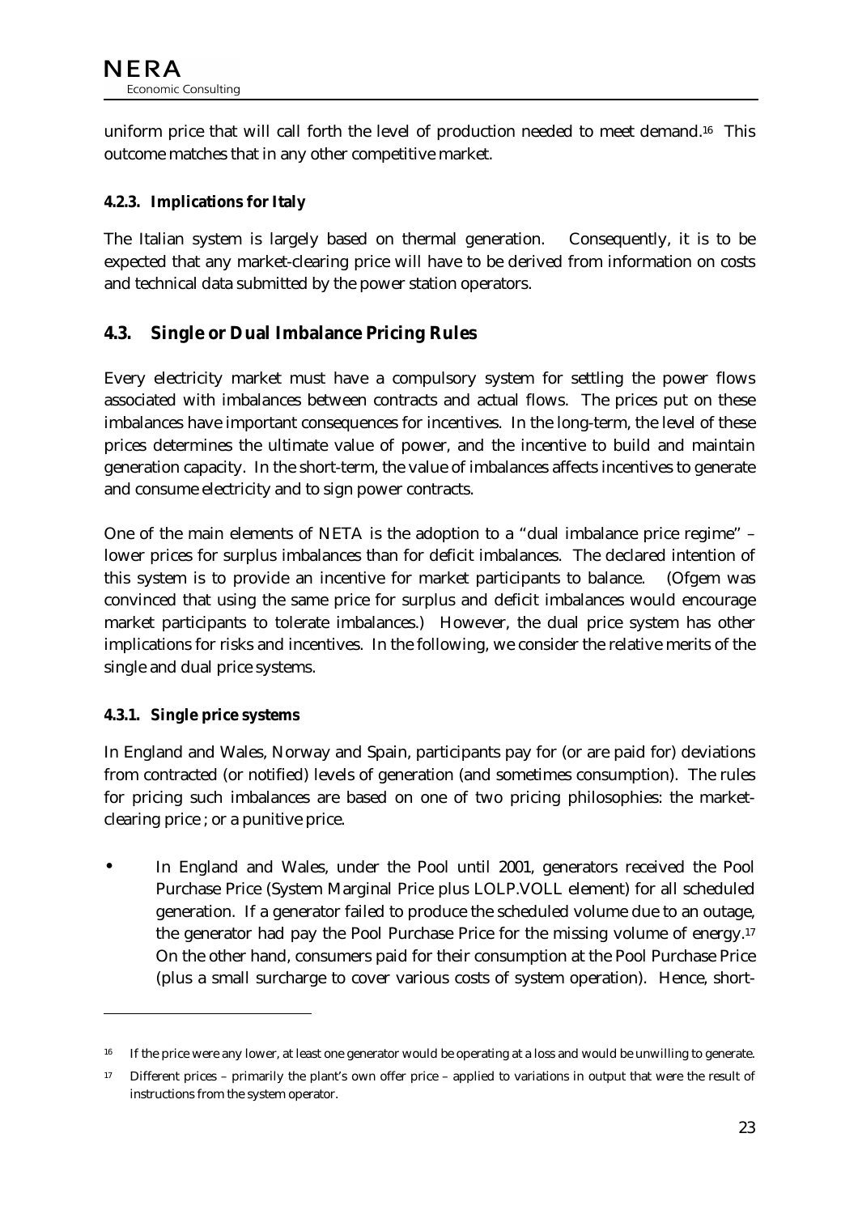uniform price that will call forth the level of production needed to meet demand.[16] This outcome matches that in any other competitive market.

#### 4.2.3. Implications for Italy

The Italian system is largely based on thermal generation. Consequently, it is to be expected that any market-clearing price will have to be derived from information on costs and technical data submitted by the power station operators.

### 4.3. Single or Dual Imbalance Pricing Rules

Every electricity market must have a compulsory system for settling the power flows associated with imbalances between contracts and actual flows. The prices put on these imbalances have important consequences for incentives. In the long-term, the level of these prices determines the ultimate value of power, and the incentive to build and maintain generation capacity. In the short-term, the value of imbalances affects incentives to generate and consume electricity and to sign power contracts.

One of the main elements of NETA is the adoption to a "dual imbalance price regime" – lower prices for surplus imbalances than for deficit imbalances. The declared intention of this system is to provide an incentive for market participants to balance. (Ofgem was convinced that using the same price for surplus and deficit imbalances would encourage market participants to tolerate imbalances.) However, the dual price system has other implications for risks and incentives. In the following, we consider the relative merits of the single and dual price systems.

#### 4.3.1. Single price systems

In England and Wales, Norway and Spain, participants pay for (or are paid for) deviations from contracted (or notified) levels of generation (and sometimes consumption). The rules for pricing such imbalances are based on one of two pricing philosophies: the market-clearing price ; or a punitive price.

- In England and Wales, under the Pool until 2001, generators received the Pool Purchase Price (System Marginal Price plus LOLP.VOLL element) for all scheduled generation. If a generator failed to produce the scheduled volume due to an outage, the generator had pay the Pool Purchase Price for the missing volume of energy.[17] On the other hand, consumers paid for their consumption at the Pool Purchase Price (plus a small surcharge to cover various costs of system operation). Hence, short-

---

[16] If the price were any lower, at least one generator would be operating at a loss and would be unwilling to generate.

[17] Different prices – primarily the plant's own offer price – applied to variations in output that were the result of instructions from the system operator.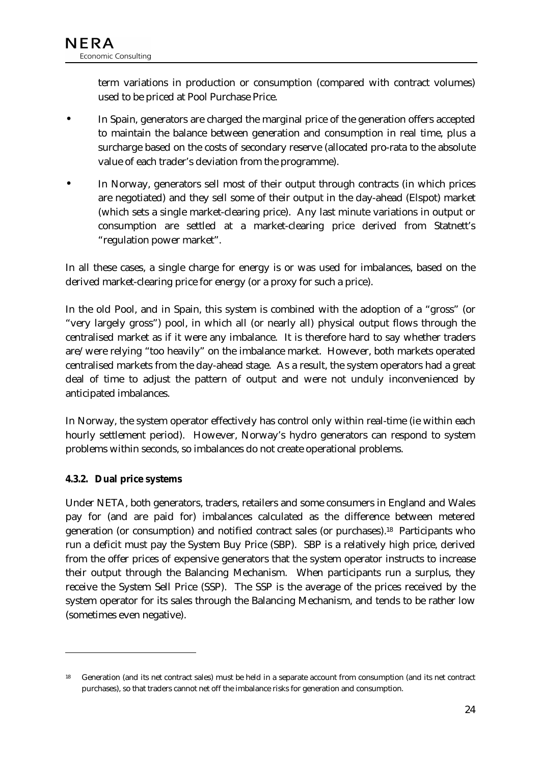term variations in production or consumption (compared with contract volumes) used to be priced at Pool Purchase Price.

- In Spain, generators are charged the marginal price of the generation offers accepted to maintain the balance between generation and consumption in real time, plus a surcharge based on the costs of secondary reserve (allocated pro-rata to the absolute value of each trader's deviation from the programme).
- In Norway, generators sell most of their output through contracts (in which prices are negotiated) and they sell some of their output in the day-ahead (Elspot) market (which sets a single market-clearing price). Any last minute variations in output or consumption are settled at a market-clearing price derived from Statnett's "regulation power market".

In all these cases, a single charge for energy is or was used for imbalances, based on the derived market-clearing price for energy (or a proxy for such a price).

In the old Pool, and in Spain, this system is combined with the adoption of a "gross" (or "very largely gross") pool, in which all (or nearly all) physical output flows through the centralised market as if it were any imbalance. It is therefore hard to say whether traders are/were relying "too heavily" on the imbalance market. However, both markets operated centralised markets from the day-ahead stage. As a result, the system operators had a great deal of time to adjust the pattern of output and were not unduly inconvenienced by anticipated imbalances.

In Norway, the system operator effectively has control only within real-time (ie within each hourly settlement period). However, Norway's hydro generators can respond to system problems within seconds, so imbalances do not create operational problems.

#### 4.3.2. Dual price systems

Under NETA, both generators, traders, retailers and some consumers in England and Wales pay for (and are paid for) imbalances calculated as the difference between metered generation (or consumption) and notified contract sales (or purchases).[18] Participants who run a deficit must pay the System Buy Price (SBP). SBP is a relatively high price, derived from the offer prices of expensive generators that the system operator instructs to increase their output through the Balancing Mechanism. When participants run a surplus, they receive the System Sell Price (SSP). The SSP is the average of the prices received by the system operator for its sales through the Balancing Mechanism, and tends to be rather low (sometimes even negative).

---

[18] Generation (and its net contract sales) must be held in a separate account from consumption (and its net contract purchases), so that traders cannot net off the imbalance risks for generation and consumption.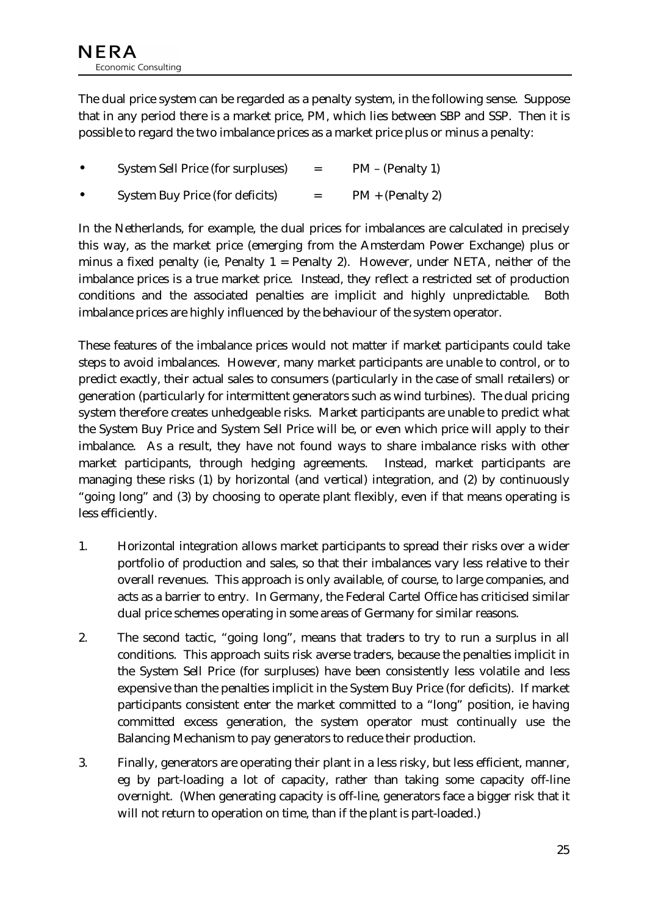The dual price system can be regarded as a penalty system, in the following sense. Suppose that in any period there is a market price, PM, which lies between SBP and SSP. Then it is possible to regard the two imbalance prices as a market price plus or minus a penalty:

- System Sell Price (for surpluses) = PM – (Penalty 1)
- System Buy Price (for deficits) = PM + (Penalty 2)

In the Netherlands, for example, the dual prices for imbalances are calculated in precisely this way, as the market price (emerging from the Amsterdam Power Exchange) plus or minus a fixed penalty (ie, Penalty 1 = Penalty 2). However, under NETA, neither of the imbalance prices is a true market price. Instead, they reflect a restricted set of production conditions and the associated penalties are implicit and highly unpredictable. Both imbalance prices are highly influenced by the behaviour of the system operator.

These features of the imbalance prices would not matter if market participants could take steps to avoid imbalances. However, many market participants are unable to control, or to predict exactly, their actual sales to consumers (particularly in the case of small retailers) or generation (particularly for intermittent generators such as wind turbines). The dual pricing system therefore creates unhedgeable risks. Market participants are unable to predict what the System Buy Price and System Sell Price will be, or even which price will apply to their imbalance. As a result, they have not found ways to share imbalance risks with other market participants, through hedging agreements. Instead, market participants are managing these risks (1) by horizontal (and vertical) integration, and (2) by continuously "going long" and (3) by choosing to operate plant flexibly, even if that means operating is less efficiently.

1. Horizontal integration allows market participants to spread their risks over a wider portfolio of production and sales, so that their imbalances vary less relative to their overall revenues. This approach is only available, of course, to large companies, and acts as a barrier to entry. In Germany, the Federal Cartel Office has criticised similar dual price schemes operating in some areas of Germany for similar reasons.

2. The second tactic, "going long", means that traders to try to run a surplus in all conditions. This approach suits risk averse traders, because the penalties implicit in the System Sell Price (for surpluses) have been consistently less volatile and less expensive than the penalties implicit in the System Buy Price (for deficits). If market participants consistent enter the market committed to a "long" position, ie having committed excess generation, the system operator must continually use the Balancing Mechanism to pay generators to reduce their production.

3. Finally, generators are operating their plant in a less risky, but less efficient, manner, eg by part-loading a lot of capacity, rather than taking some capacity off-line overnight. (When generating capacity is off-line, generators face a bigger risk that it will not return to operation on time, than if the plant is part-loaded.)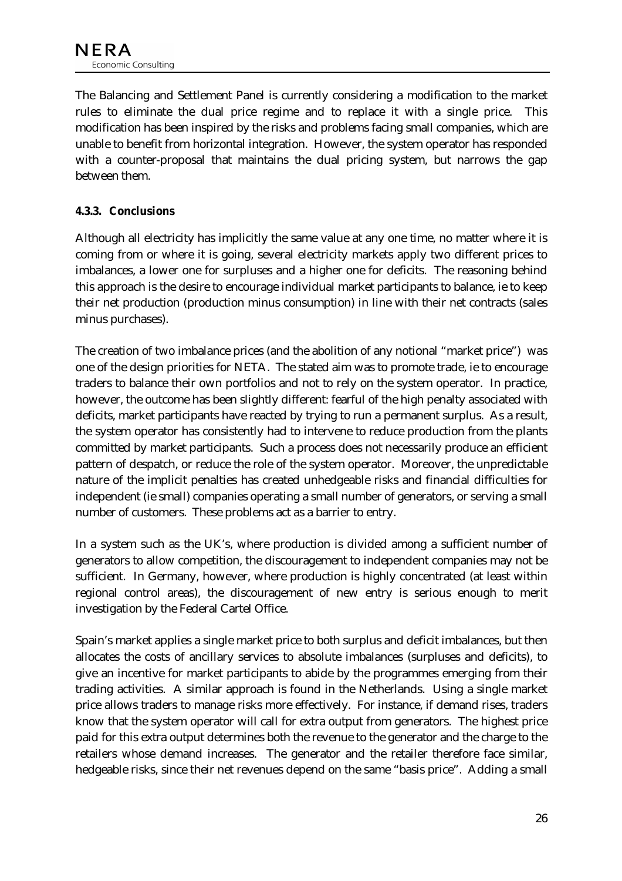The Balancing and Settlement Panel is currently considering a modification to the market rules to eliminate the dual price regime and to replace it with a single price. This modification has been inspired by the risks and problems facing small companies, which are unable to benefit from horizontal integration. However, the system operator has responded with a counter-proposal that maintains the dual pricing system, but narrows the gap between them.

### 4.3.3. Conclusions

Although all electricity has implicitly the same value at any one time, no matter where it is coming from or where it is going, several electricity markets apply two different prices to imbalances, a lower one for surpluses and a higher one for deficits. The reasoning behind this approach is the desire to encourage individual market participants to balance, ie to keep their net production (production minus consumption) in line with their net contracts (sales minus purchases).

The creation of two imbalance prices (and the abolition of any notional "market price") was one of the design priorities for NETA. The stated aim was to promote trade, ie to encourage traders to balance their own portfolios and not to rely on the system operator. In practice, however, the outcome has been slightly different: fearful of the high penalty associated with deficits, market participants have reacted by trying to run a permanent surplus. As a result, the system operator has consistently had to intervene to reduce production from the plants committed by market participants. Such a process does not necessarily produce an efficient pattern of despatch, or reduce the role of the system operator. Moreover, the unpredictable nature of the implicit penalties has created unhedgeable risks and financial difficulties for independent (ie small) companies operating a small number of generators, or serving a small number of customers. These problems act as a barrier to entry.

In a system such as the UK's, where production is divided among a sufficient number of generators to allow competition, the discouragement to independent companies may not be sufficient. In Germany, however, where production is highly concentrated (at least within regional control areas), the discouragement of new entry is serious enough to merit investigation by the Federal Cartel Office.

Spain's market applies a single market price to both surplus and deficit imbalances, but then allocates the costs of ancillary services to absolute imbalances (surpluses and deficits), to give an incentive for market participants to abide by the programmes emerging from their trading activities. A similar approach is found in the Netherlands. Using a single market price allows traders to manage risks more effectively. For instance, if demand rises, traders know that the system operator will call for extra output from generators. The highest price paid for this extra output determines both the revenue to the generator and the charge to the retailers whose demand increases. The generator and the retailer therefore face similar, hedgeable risks, since their net revenues depend on the same "basis price". Adding a small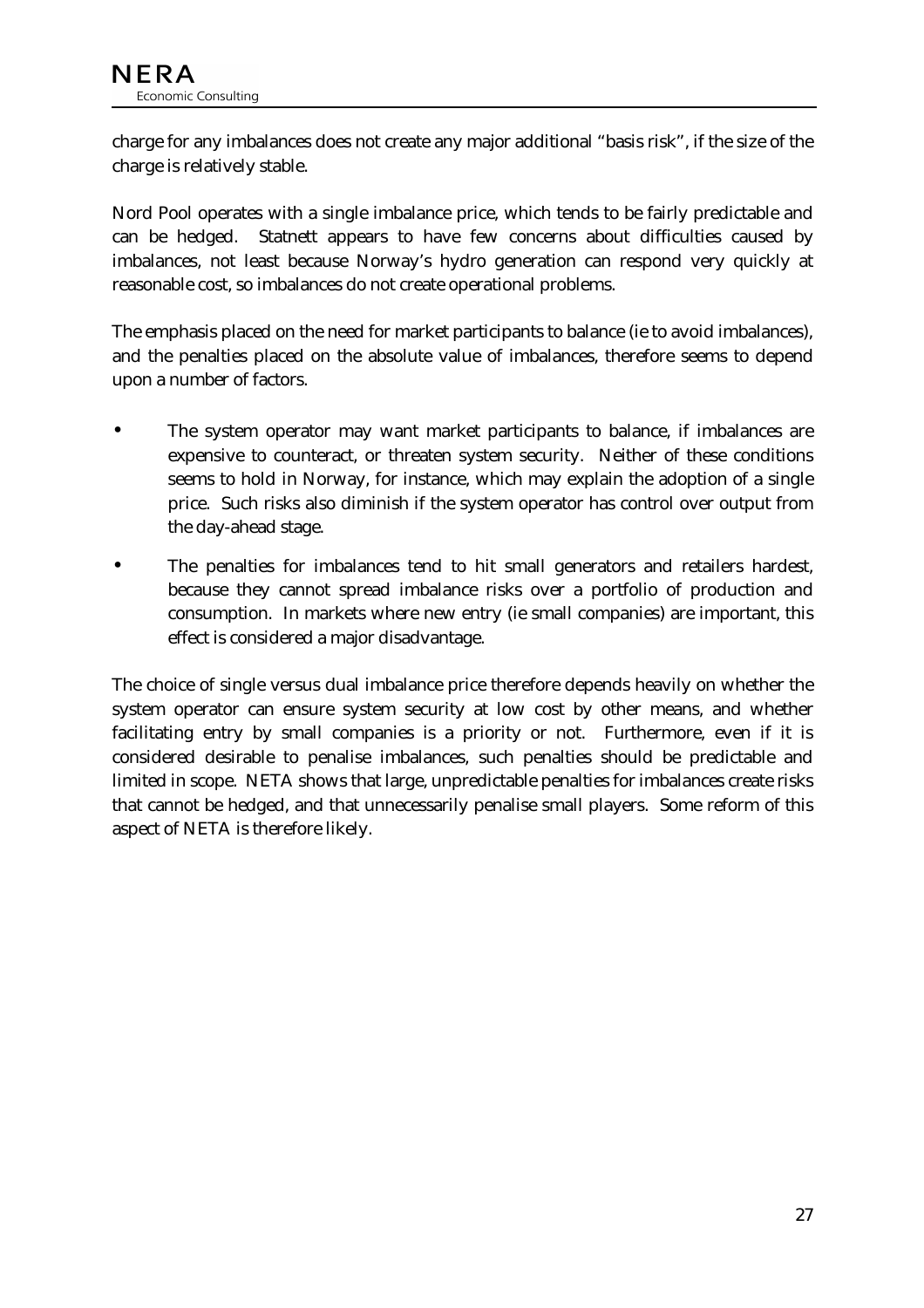charge for any imbalances does not create any major additional "basis risk", if the size of the charge is relatively stable.

Nord Pool operates with a single imbalance price, which tends to be fairly predictable and can be hedged. Statnett appears to have few concerns about difficulties caused by imbalances, not least because Norway's hydro generation can respond very quickly at reasonable cost, so imbalances do not create operational problems.

The emphasis placed on the need for market participants to balance (ie to avoid imbalances), and the penalties placed on the absolute value of imbalances, therefore seems to depend upon a number of factors.

- The system operator may want market participants to balance, if imbalances are expensive to counteract, or threaten system security. Neither of these conditions seems to hold in Norway, for instance, which may explain the adoption of a single price. Such risks also diminish if the system operator has control over output from the day-ahead stage.
- The penalties for imbalances tend to hit small generators and retailers hardest, because they cannot spread imbalance risks over a portfolio of production and consumption. In markets where new entry (ie small companies) are important, this effect is considered a major disadvantage.

The choice of single versus dual imbalance price therefore depends heavily on whether the system operator can ensure system security at low cost by other means, and whether facilitating entry by small companies is a priority or not. Furthermore, even if it is considered desirable to penalise imbalances, such penalties should be predictable and limited in scope. NETA shows that large, unpredictable penalties for imbalances create risks that cannot be hedged, and that unnecessarily penalise small players. Some reform of this aspect of NETA is therefore likely.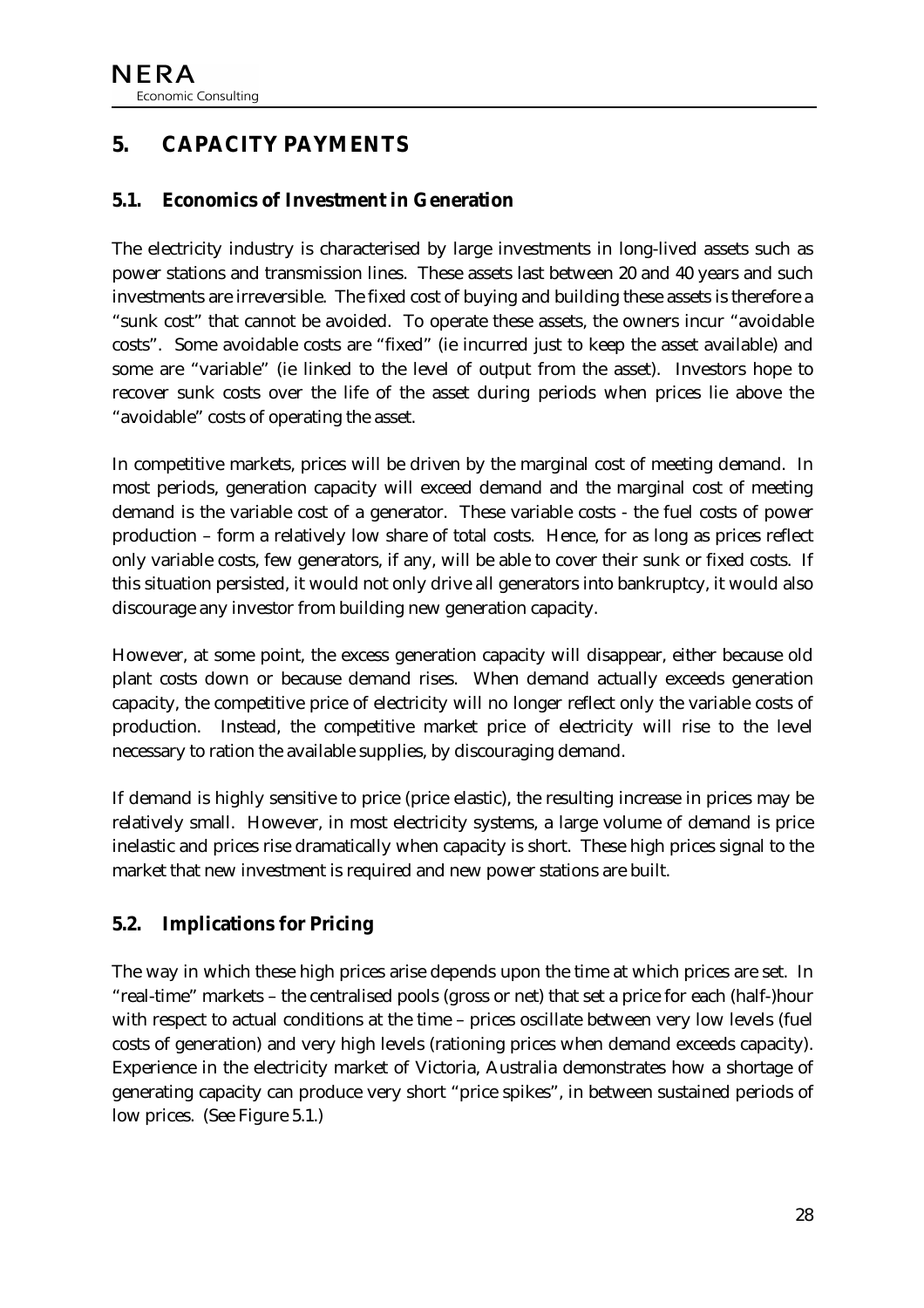## 5. CAPACITY PAYMENTS

### 5.1. Economics of Investment in Generation

The electricity industry is characterised by large investments in long-lived assets such as power stations and transmission lines. These assets last between 20 and 40 years and such investments are irreversible. The fixed cost of buying and building these assets is therefore a "sunk cost" that cannot be avoided. To operate these assets, the owners incur "avoidable costs". Some avoidable costs are "fixed" (ie incurred just to keep the asset available) and some are "variable" (ie linked to the level of output from the asset). Investors hope to recover sunk costs over the life of the asset during periods when prices lie above the "avoidable" costs of operating the asset.

In competitive markets, prices will be driven by the marginal cost of meeting demand. In most periods, generation capacity will exceed demand and the marginal cost of meeting demand is the variable cost of a generator. These variable costs - the fuel costs of power production – form a relatively low share of total costs. Hence, for as long as prices reflect only variable costs, few generators, if any, will be able to cover their sunk or fixed costs. If this situation persisted, it would not only drive all generators into bankruptcy, it would also discourage any investor from building new generation capacity.

However, at some point, the excess generation capacity will disappear, either because old plant costs down or because demand rises. When demand actually exceeds generation capacity, the competitive price of electricity will no longer reflect only the variable costs of production. Instead, the competitive market price of electricity will rise to the level necessary to ration the available supplies, by discouraging demand.

If demand is highly sensitive to price (price elastic), the resulting increase in prices may be relatively small. However, in most electricity systems, a large volume of demand is price inelastic and prices rise dramatically when capacity is short. These high prices signal to the market that new investment is required and new power stations are built.

### 5.2. Implications for Pricing

The way in which these high prices arise depends upon the time at which prices are set. In "real-time" markets – the centralised pools (gross or net) that set a price for each (half-)hour with respect to actual conditions at the time – prices oscillate between very low levels (fuel costs of generation) and very high levels (rationing prices when demand exceeds capacity). Experience in the electricity market of Victoria, Australia demonstrates how a shortage of generating capacity can produce very short "price spikes", in between sustained periods of low prices. (See Figure 5.1.)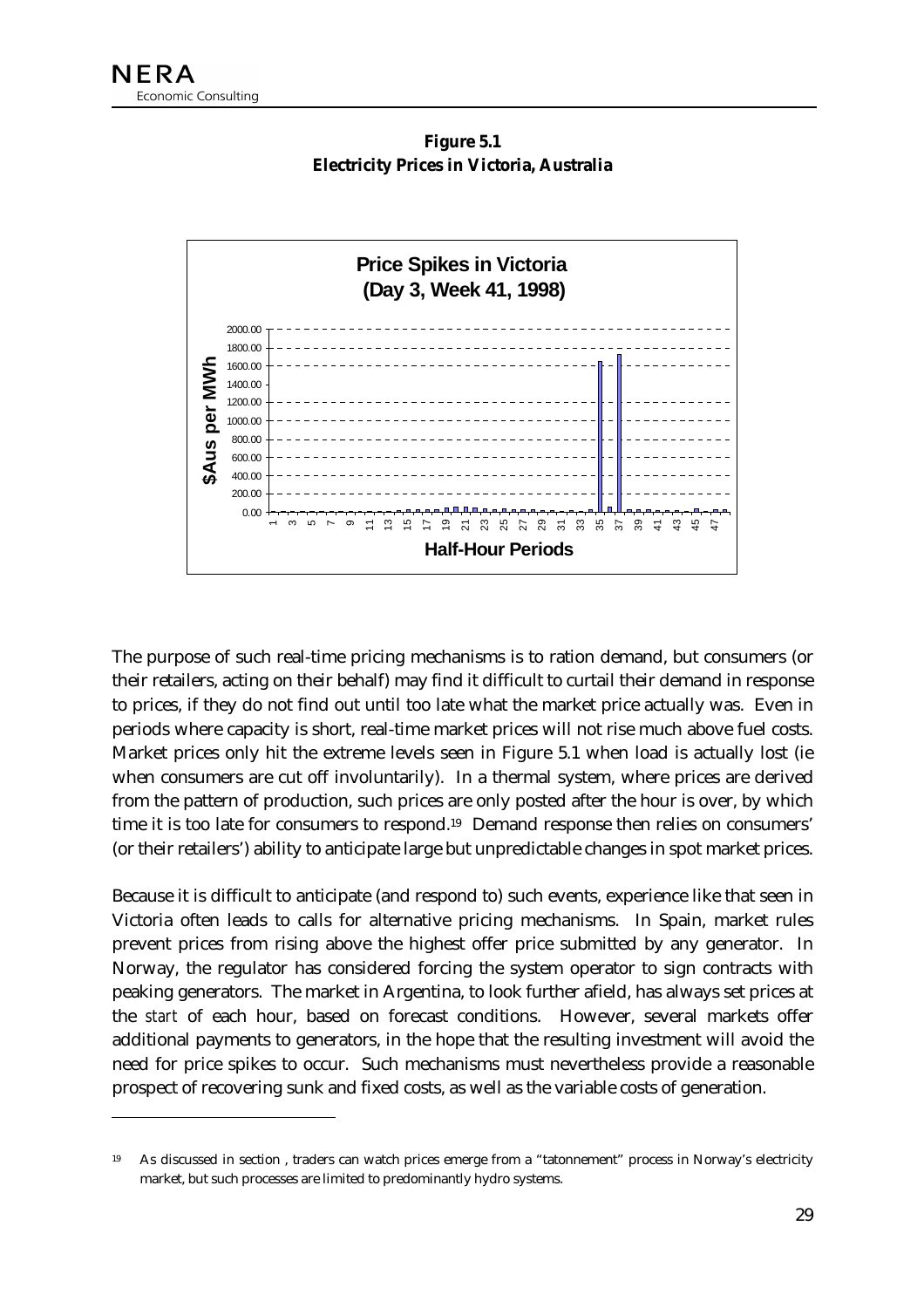**Figure 5.1**
**Electricity Prices in Victoria, Australia**

The purpose of such real-time pricing mechanisms is to ration demand, but consumers (or their retailers, acting on their behalf) may find it difficult to curtail their demand in response to prices, if they do not find out until too late what the market price actually was. Even in periods where capacity is short, real-time market prices will not rise much above fuel costs. Market prices only hit the extreme levels seen in Figure 5.1 when load is actually lost (ie when consumers are cut off involuntarily). In a thermal system, where prices are derived from the pattern of production, such prices are only posted after the hour is over, by which time it is too late for consumers to respond.[19] Demand response then relies on consumers' (or their retailers') ability to anticipate large but unpredictable changes in spot market prices.

Because it is difficult to anticipate (and respond to) such events, experience like that seen in Victoria often leads to calls for alternative pricing mechanisms. In Spain, market rules prevent prices from rising above the highest offer price submitted by any generator. In Norway, the regulator has considered forcing the system operator to sign contracts with peaking generators. The market in Argentina, to look further afield, has always set prices at the *start* of each hour, based on forecast conditions. However, several markets offer additional payments to generators, in the hope that the resulting investment will avoid the need for price spikes to occur. Such mechanisms must nevertheless provide a reasonable prospect of recovering sunk and fixed costs, as well as the variable costs of generation.

---

[19] As discussed in section , traders can watch prices emerge from a "tatonnement" process in Norway's electricity market, but such processes are limited to predominantly hydro systems.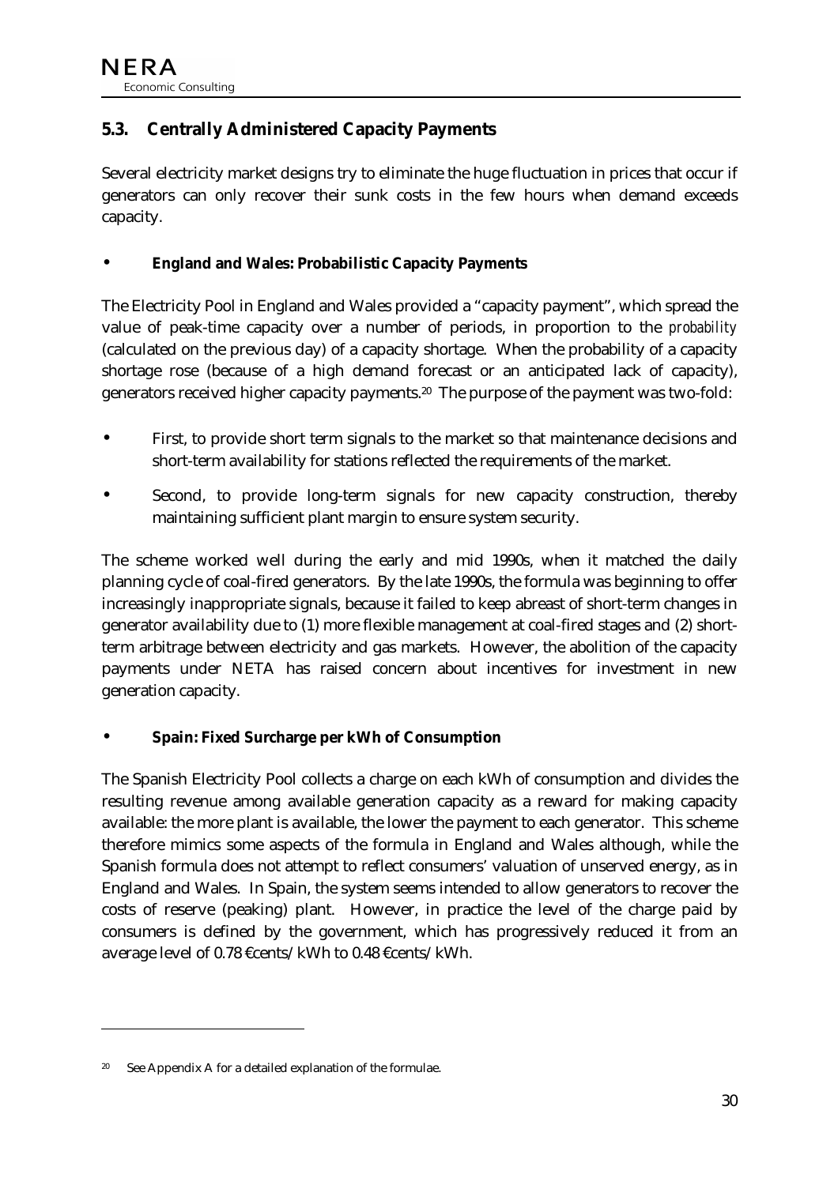## 5.3. Centrally Administered Capacity Payments

Several electricity market designs try to eliminate the huge fluctuation in prices that occur if generators can only recover their sunk costs in the few hours when demand exceeds capacity.

- **England and Wales: Probabilistic Capacity Payments**

The Electricity Pool in England and Wales provided a "capacity payment", which spread the value of peak-time capacity over a number of periods, in proportion to the *probability* (calculated on the previous day) of a capacity shortage. When the probability of a capacity shortage rose (because of a high demand forecast or an anticipated lack of capacity), generators received higher capacity payments.[20] The purpose of the payment was two-fold:

- First, to provide short term signals to the market so that maintenance decisions and short-term availability for stations reflected the requirements of the market.
- Second, to provide long-term signals for new capacity construction, thereby maintaining sufficient plant margin to ensure system security.

The scheme worked well during the early and mid 1990s, when it matched the daily planning cycle of coal-fired generators. By the late 1990s, the formula was beginning to offer increasingly inappropriate signals, because it failed to keep abreast of short-term changes in generator availability due to (1) more flexible management at coal-fired stages and (2) short-term arbitrage between electricity and gas markets. However, the abolition of the capacity payments under NETA has raised concern about incentives for investment in new generation capacity.

- **Spain: Fixed Surcharge per kWh of Consumption**

The Spanish Electricity Pool collects a charge on each kWh of consumption and divides the resulting revenue among available generation capacity as a reward for making capacity available: the more plant is available, the lower the payment to each generator. This scheme therefore mimics some aspects of the formula in England and Wales although, while the Spanish formula does not attempt to reflect consumers' valuation of unserved energy, as in England and Wales. In Spain, the system seems intended to allow generators to recover the costs of reserve (peaking) plant. However, in practice the level of the charge paid by consumers is defined by the government, which has progressively reduced it from an average level of 0.78 €cents/kWh to 0.48 €cents/kWh.

---

[20] See Appendix A for a detailed explanation of the formulae.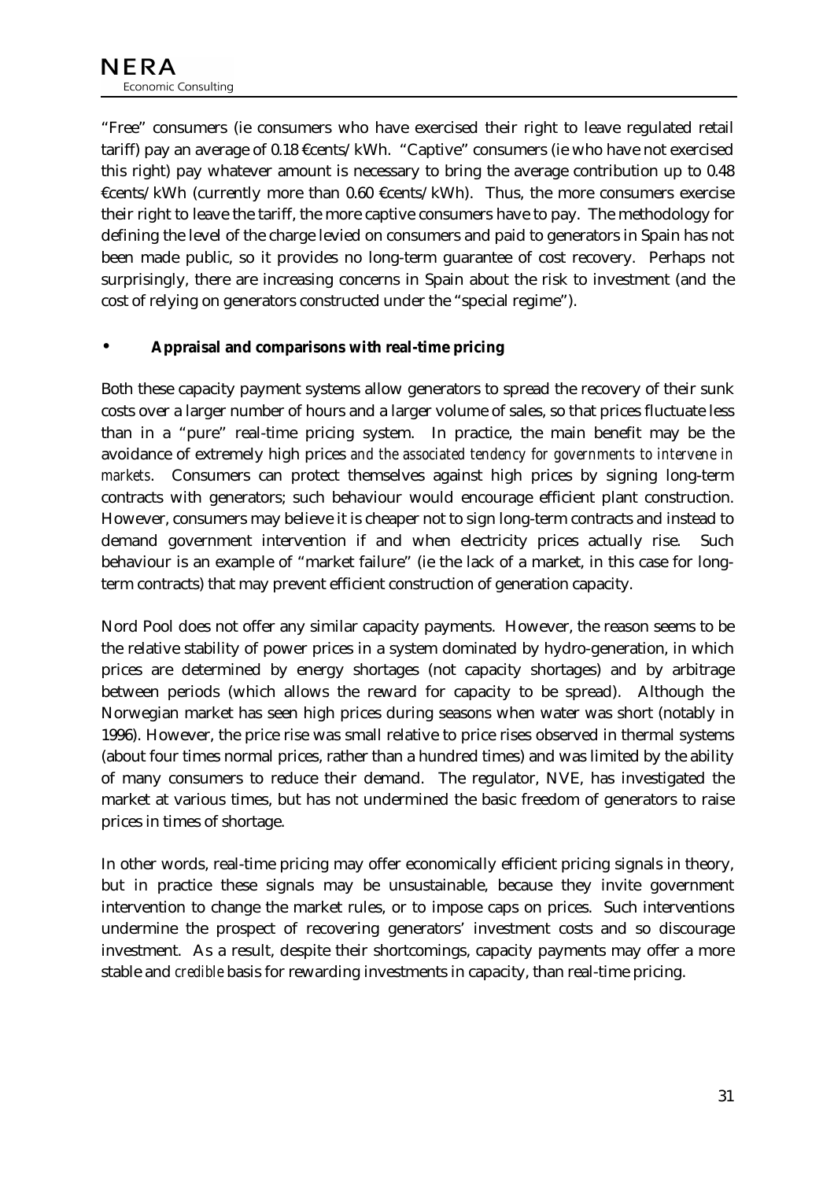"Free" consumers (ie consumers who have exercised their right to leave regulated retail tariff) pay an average of 0.18 €cents/kWh. "Captive" consumers (ie who have not exercised this right) pay whatever amount is necessary to bring the average contribution up to 0.48 €cents/kWh (currently more than 0.60 €cents/kWh). Thus, the more consumers exercise their right to leave the tariff, the more captive consumers have to pay. The methodology for defining the level of the charge levied on consumers and paid to generators in Spain has not been made public, so it provides no long-term guarantee of cost recovery. Perhaps not surprisingly, there are increasing concerns in Spain about the risk to investment (and the cost of relying on generators constructed under the "special regime").

- **Appraisal and comparisons with real-time pricing**

Both these capacity payment systems allow generators to spread the recovery of their sunk costs over a larger number of hours and a larger volume of sales, so that prices fluctuate less than in a "pure" real-time pricing system. In practice, the main benefit may be the avoidance of extremely high prices *and the associated tendency for governments to intervene in markets*. Consumers can protect themselves against high prices by signing long-term contracts with generators; such behaviour would encourage efficient plant construction. However, consumers may believe it is cheaper not to sign long-term contracts and instead to demand government intervention if and when electricity prices actually rise. Such behaviour is an example of "market failure" (ie the lack of a market, in this case for long-term contracts) that may prevent efficient construction of generation capacity.

Nord Pool does not offer any similar capacity payments. However, the reason seems to be the relative stability of power prices in a system dominated by hydro-generation, in which prices are determined by energy shortages (not capacity shortages) and by arbitrage between periods (which allows the reward for capacity to be spread). Although the Norwegian market has seen high prices during seasons when water was short (notably in 1996). However, the price rise was small relative to price rises observed in thermal systems (about four times normal prices, rather than a hundred times) and was limited by the ability of many consumers to reduce their demand. The regulator, NVE, has investigated the market at various times, but has not undermined the basic freedom of generators to raise prices in times of shortage.

In other words, real-time pricing may offer economically efficient pricing signals in theory, but in practice these signals may be unsustainable, because they invite government intervention to change the market rules, or to impose caps on prices. Such interventions undermine the prospect of recovering generators' investment costs and so discourage investment. As a result, despite their shortcomings, capacity payments may offer a more stable and *credible* basis for rewarding investments in capacity, than real-time pricing.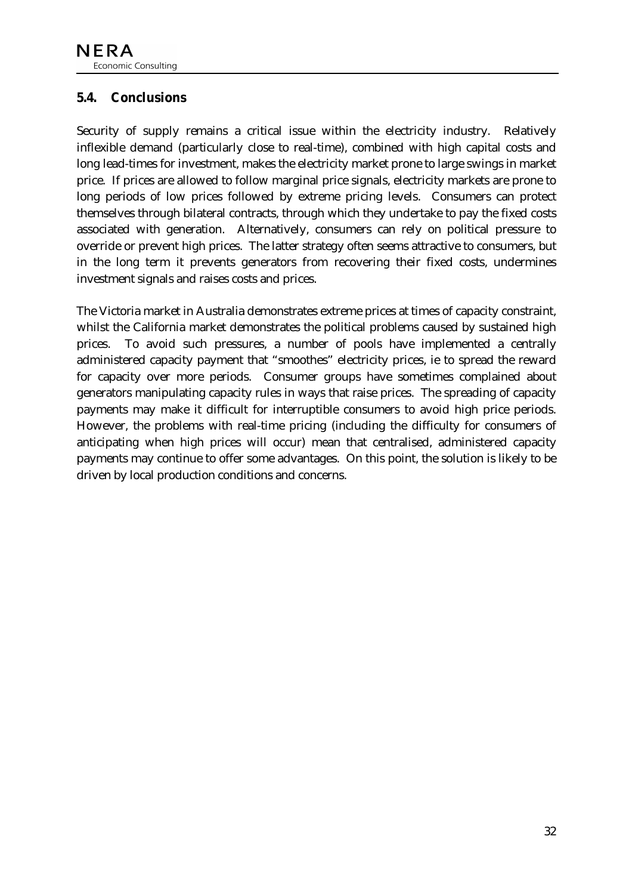## 5.4. Conclusions

Security of supply remains a critical issue within the electricity industry. Relatively inflexible demand (particularly close to real-time), combined with high capital costs and long lead-times for investment, makes the electricity market prone to large swings in market price. If prices are allowed to follow marginal price signals, electricity markets are prone to long periods of low prices followed by extreme pricing levels. Consumers can protect themselves through bilateral contracts, through which they undertake to pay the fixed costs associated with generation. Alternatively, consumers can rely on political pressure to override or prevent high prices. The latter strategy often seems attractive to consumers, but in the long term it prevents generators from recovering their fixed costs, undermines investment signals and raises costs and prices.

The Victoria market in Australia demonstrates extreme prices at times of capacity constraint, whilst the California market demonstrates the political problems caused by sustained high prices. To avoid such pressures, a number of pools have implemented a centrally administered capacity payment that "smoothes" electricity prices, ie to spread the reward for capacity over more periods. Consumer groups have sometimes complained about generators manipulating capacity rules in ways that raise prices. The spreading of capacity payments may make it difficult for interruptible consumers to avoid high price periods. However, the problems with real-time pricing (including the difficulty for consumers of anticipating when high prices will occur) mean that centralised, administered capacity payments may continue to offer some advantages. On this point, the solution is likely to be driven by local production conditions and concerns.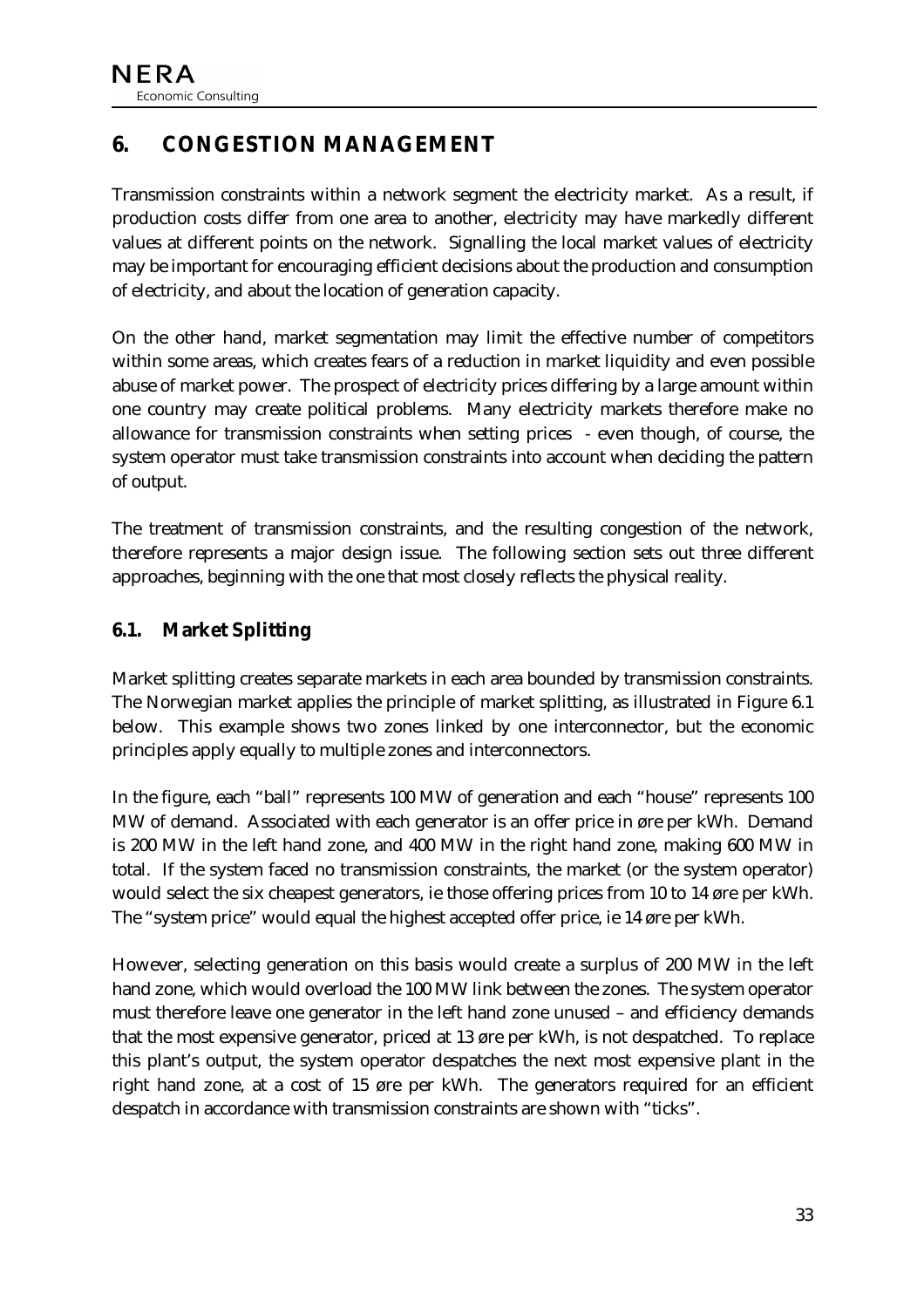# 6. CONGESTION MANAGEMENT

Transmission constraints within a network segment the electricity market. As a result, if production costs differ from one area to another, electricity may have markedly different values at different points on the network. Signalling the local market values of electricity may be important for encouraging efficient decisions about the production and consumption of electricity, and about the location of generation capacity.

On the other hand, market segmentation may limit the effective number of competitors within some areas, which creates fears of a reduction in market liquidity and even possible abuse of market power. The prospect of electricity prices differing by a large amount within one country may create political problems. Many electricity markets therefore make no allowance for transmission constraints when setting prices - even though, of course, the system operator must take transmission constraints into account when deciding the pattern of output.

The treatment of transmission constraints, and the resulting congestion of the network, therefore represents a major design issue. The following section sets out three different approaches, beginning with the one that most closely reflects the physical reality.

## 6.1. Market Splitting

Market splitting creates separate markets in each area bounded by transmission constraints. The Norwegian market applies the principle of market splitting, as illustrated in Figure 6.1 below. This example shows two zones linked by one interconnector, but the economic principles apply equally to multiple zones and interconnectors.

In the figure, each "ball" represents 100 MW of generation and each "house" represents 100 MW of demand. Associated with each generator is an offer price in øre per kWh. Demand is 200 MW in the left hand zone, and 400 MW in the right hand zone, making 600 MW in total. If the system faced no transmission constraints, the market (or the system operator) would select the six cheapest generators, ie those offering prices from 10 to 14 øre per kWh. The "system price" would equal the highest accepted offer price, ie 14 øre per kWh.

However, selecting generation on this basis would create a surplus of 200 MW in the left hand zone, which would overload the 100 MW link between the zones. The system operator must therefore leave one generator in the left hand zone unused – and efficiency demands that the most expensive generator, priced at 13 øre per kWh, is not despatched. To replace this plant's output, the system operator despatches the next most expensive plant in the right hand zone, at a cost of 15 øre per kWh. The generators required for an efficient despatch in accordance with transmission constraints are shown with "ticks".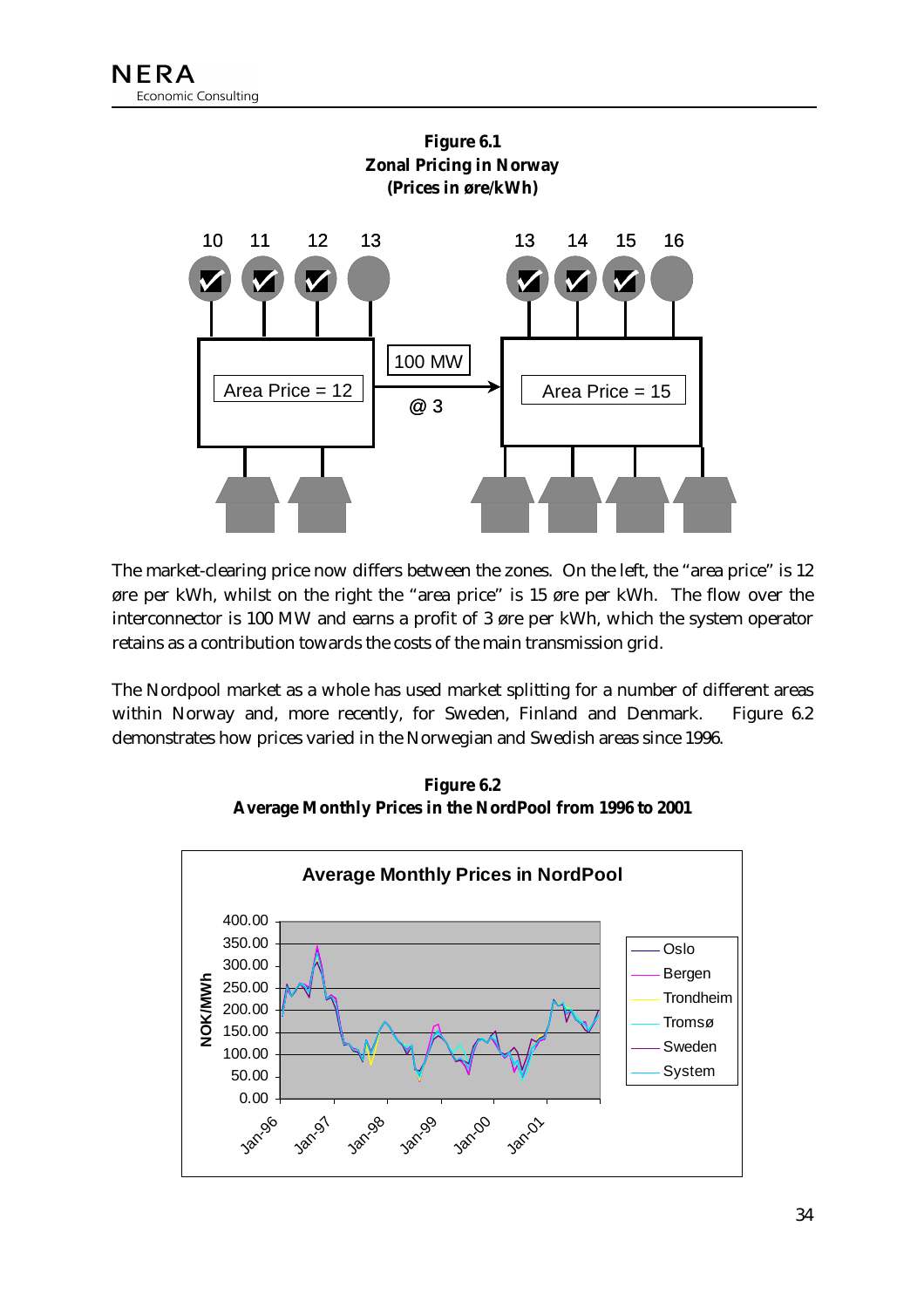**Figure 6.1**
**Zonal Pricing in Norway**
**(Prices in øre/kWh)**

The market-clearing price now differs between the zones. On the left, the "area price" is 12 øre per kWh, whilst on the right the "area price" is 15 øre per kWh. The flow over the interconnector is 100 MW and earns a profit of 3 øre per kWh, which the system operator retains as a contribution towards the costs of the main transmission grid.

The Nordpool market as a whole has used market splitting for a number of different areas within Norway and, more recently, for Sweden, Finland and Denmark. Figure 6.2 demonstrates how prices varied in the Norwegian and Swedish areas since 1996.

**Figure 6.2**
**Average Monthly Prices in the NordPool from 1996 to 2001**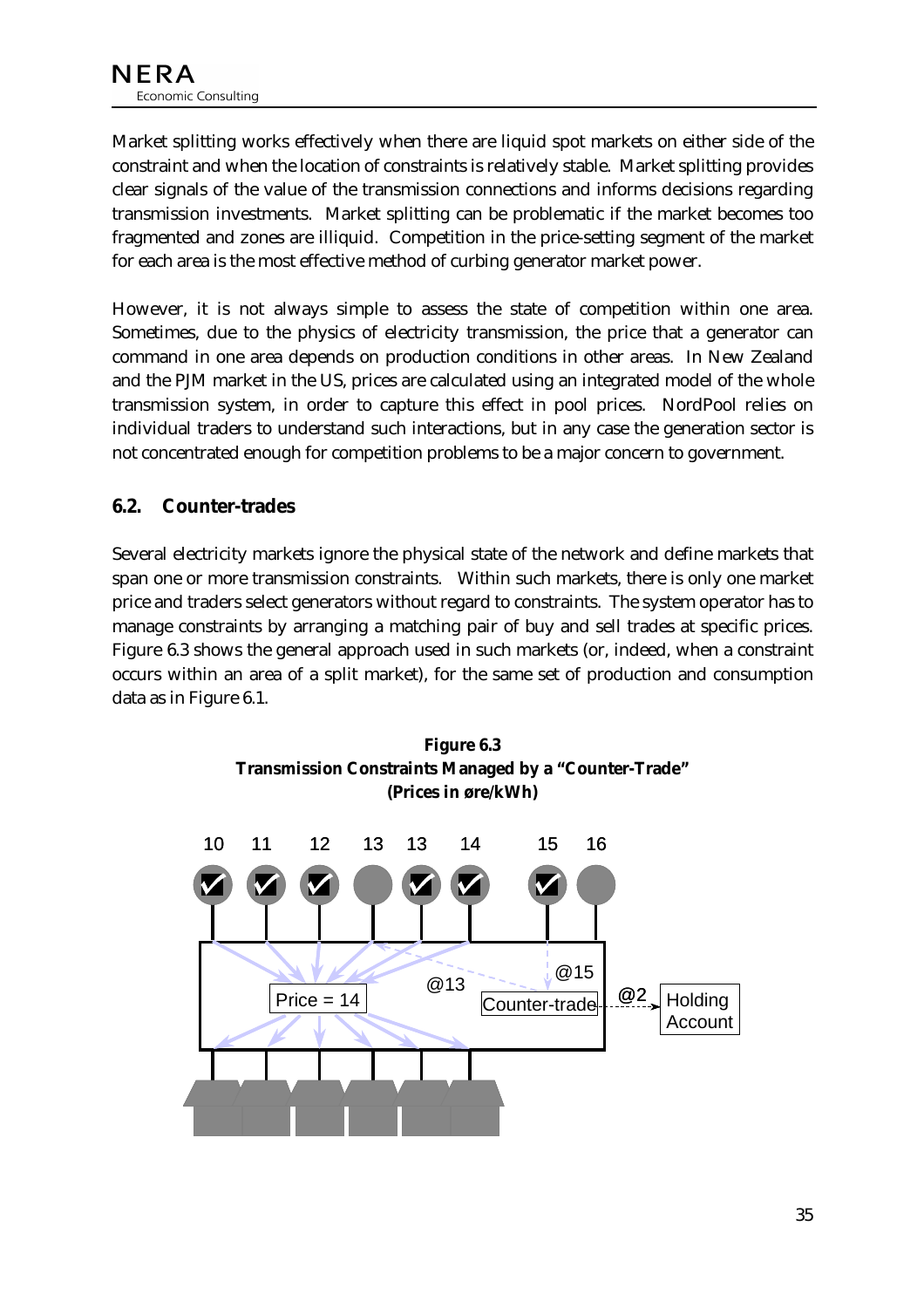Market splitting works effectively when there are liquid spot markets on either side of the constraint and when the location of constraints is relatively stable. Market splitting provides clear signals of the value of the transmission connections and informs decisions regarding transmission investments. Market splitting can be problematic if the market becomes too fragmented and zones are illiquid. Competition in the price-setting segment of the market for each area is the most effective method of curbing generator market power.

However, it is not always simple to assess the state of competition within one area. Sometimes, due to the physics of electricity transmission, the price that a generator can command in one area depends on production conditions in other areas. In New Zealand and the PJM market in the US, prices are calculated using an integrated model of the whole transmission system, in order to capture this effect in pool prices. NordPool relies on individual traders to understand such interactions, but in any case the generation sector is not concentrated enough for competition problems to be a major concern to government.

## 6.2. Counter-trades

Several electricity markets ignore the physical state of the network and define markets that span one or more transmission constraints. Within such markets, there is only one market price and traders select generators without regard to constraints. The system operator has to manage constraints by arranging a matching pair of buy and sell trades at specific prices. Figure 6.3 shows the general approach used in such markets (or, indeed, when a constraint occurs within an area of a split market), for the same set of production and consumption data as in Figure 6.1.

**Figure 6.3**
**Transmission Constraints Managed by a "Counter-Trade"**
**(Prices in øre/kWh)**

10 11 12 13 13 14 15 16

Price = 14 @13 @15 Counter-trade @2 Holding Account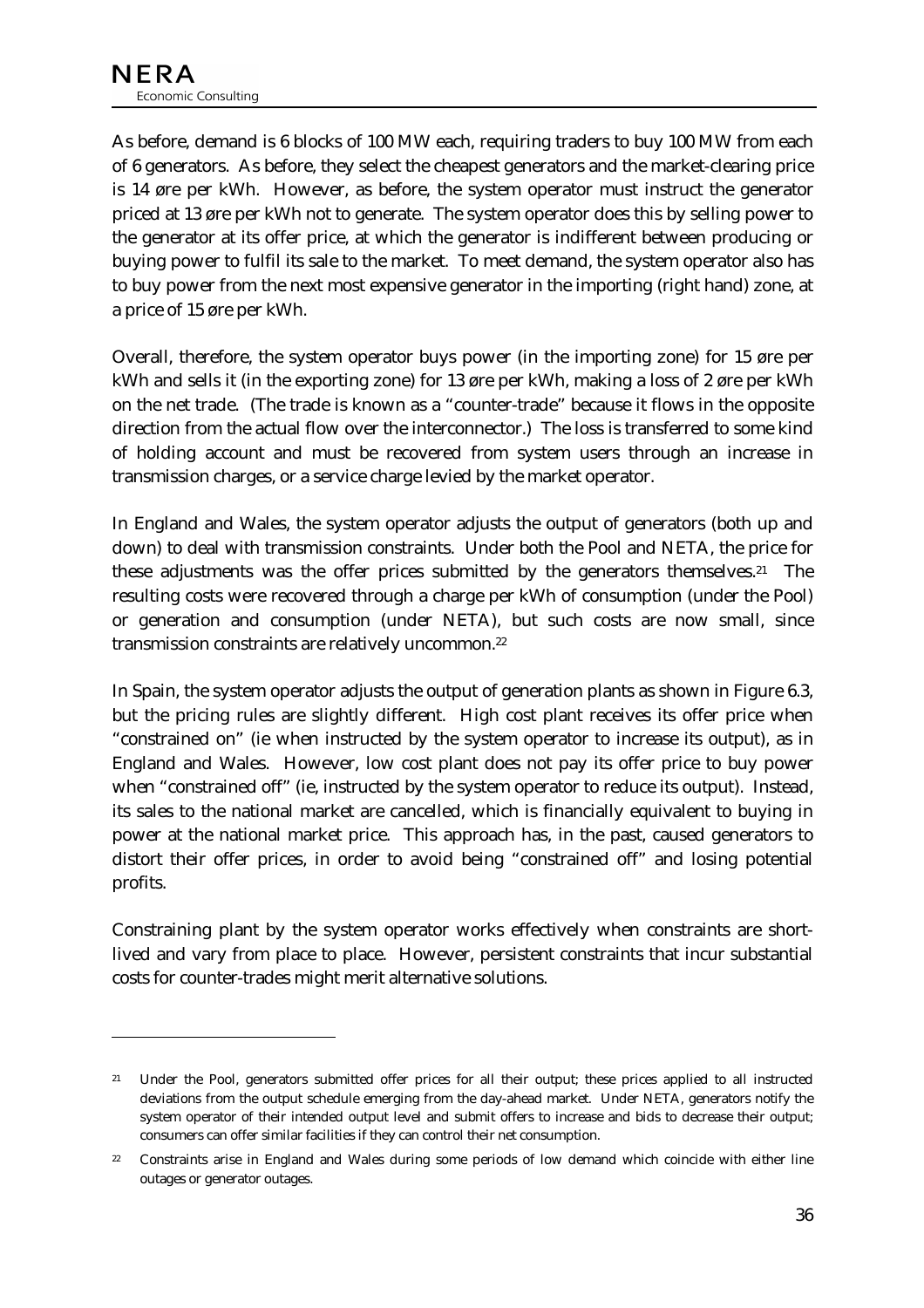As before, demand is 6 blocks of 100 MW each, requiring traders to buy 100 MW from each of 6 generators. As before, they select the cheapest generators and the market-clearing price is 14 øre per kWh. However, as before, the system operator must instruct the generator priced at 13 øre per kWh not to generate. The system operator does this by selling power to the generator at its offer price, at which the generator is indifferent between producing or buying power to fulfil its sale to the market. To meet demand, the system operator also has to buy power from the next most expensive generator in the importing (right hand) zone, at a price of 15 øre per kWh.

Overall, therefore, the system operator buys power (in the importing zone) for 15 øre per kWh and sells it (in the exporting zone) for 13 øre per kWh, making a loss of 2 øre per kWh on the net trade. (The trade is known as a "counter-trade" because it flows in the opposite direction from the actual flow over the interconnector.) The loss is transferred to some kind of holding account and must be recovered from system users through an increase in transmission charges, or a service charge levied by the market operator.

In England and Wales, the system operator adjusts the output of generators (both up and down) to deal with transmission constraints. Under both the Pool and NETA, the price for these adjustments was the offer prices submitted by the generators themselves.[21] The resulting costs were recovered through a charge per kWh of consumption (under the Pool) or generation and consumption (under NETA), but such costs are now small, since transmission constraints are relatively uncommon.[22]

In Spain, the system operator adjusts the output of generation plants as shown in Figure 6.3, but the pricing rules are slightly different. High cost plant receives its offer price when "constrained on" (ie when instructed by the system operator to increase its output), as in England and Wales. However, low cost plant does not pay its offer price to buy power when "constrained off" (ie, instructed by the system operator to reduce its output). Instead, its sales to the national market are cancelled, which is financially equivalent to buying in power at the national market price. This approach has, in the past, caused generators to distort their offer prices, in order to avoid being "constrained off" and losing potential profits.

Constraining plant by the system operator works effectively when constraints are short-lived and vary from place to place. However, persistent constraints that incur substantial costs for counter-trades might merit alternative solutions.

---

[21] Under the Pool, generators submitted offer prices for all their output; these prices applied to all instructed deviations from the output schedule emerging from the day-ahead market. Under NETA, generators notify the system operator of their intended output level and submit offers to increase and bids to decrease their output; consumers can offer similar facilities if they can control their net consumption.

[22] Constraints arise in England and Wales during some periods of low demand which coincide with either line outages or generator outages.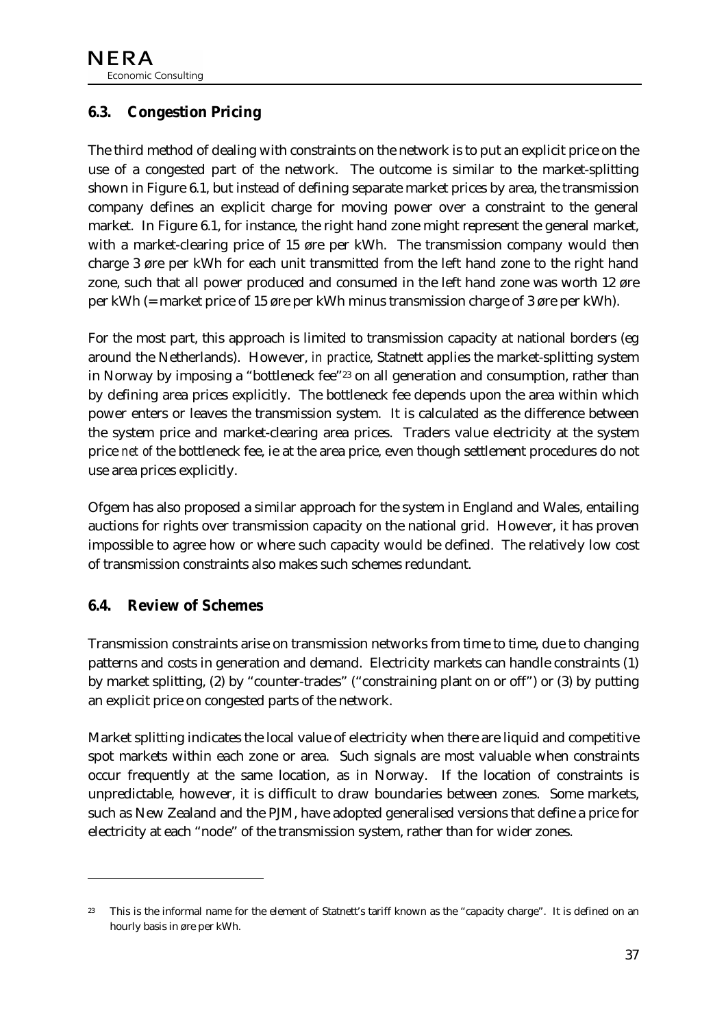## 6.3. Congestion Pricing

The third method of dealing with constraints on the network is to put an explicit price on the use of a congested part of the network. The outcome is similar to the market-splitting shown in Figure 6.1, but instead of defining separate market prices by area, the transmission company defines an explicit charge for moving power over a constraint to the general market. In Figure 6.1, for instance, the right hand zone might represent the general market, with a market-clearing price of 15 øre per kWh. The transmission company would then charge 3 øre per kWh for each unit transmitted from the left hand zone to the right hand zone, such that all power produced and consumed in the left hand zone was worth 12 øre per kWh (= market price of 15 øre per kWh minus transmission charge of 3 øre per kWh).

For the most part, this approach is limited to transmission capacity at national borders (eg around the Netherlands). However, *in practice*, Statnett applies the market-splitting system in Norway by imposing a "bottleneck fee"[23] on all generation and consumption, rather than by defining area prices explicitly. The bottleneck fee depends upon the area within which power enters or leaves the transmission system. It is calculated as the difference between the system price and market-clearing area prices. Traders value electricity at the system price *net of* the bottleneck fee, ie at the area price, even though settlement procedures do not use area prices explicitly.

Ofgem has also proposed a similar approach for the system in England and Wales, entailing auctions for rights over transmission capacity on the national grid. However, it has proven impossible to agree how or where such capacity would be defined. The relatively low cost of transmission constraints also makes such schemes redundant.

## 6.4. Review of Schemes

Transmission constraints arise on transmission networks from time to time, due to changing patterns and costs in generation and demand. Electricity markets can handle constraints (1) by market splitting, (2) by "counter-trades" ("constraining plant on or off") or (3) by putting an explicit price on congested parts of the network.

Market splitting indicates the local value of electricity when there are liquid and competitive spot markets within each zone or area. Such signals are most valuable when constraints occur frequently at the same location, as in Norway. If the location of constraints is unpredictable, however, it is difficult to draw boundaries between zones. Some markets, such as New Zealand and the PJM, have adopted generalised versions that define a price for electricity at each "node" of the transmission system, rather than for wider zones.

---

[23] This is the informal name for the element of Statnett's tariff known as the "capacity charge". It is defined on an hourly basis in øre per kWh.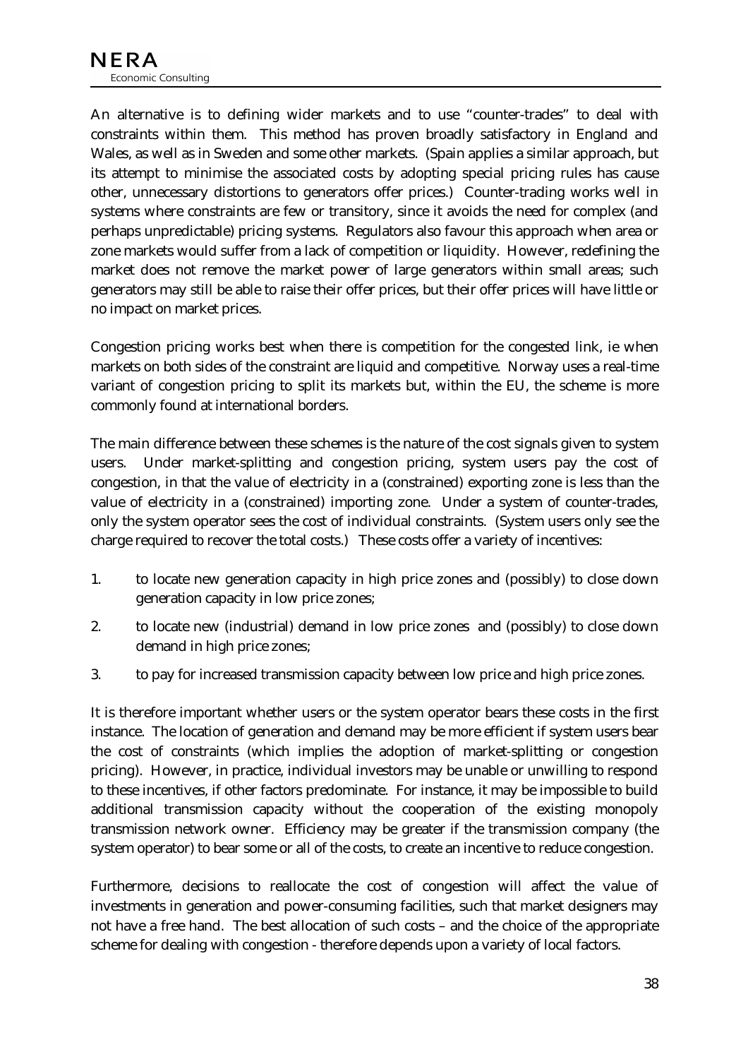An alternative is to defining wider markets and to use "counter-trades" to deal with constraints within them. This method has proven broadly satisfactory in England and Wales, as well as in Sweden and some other markets. (Spain applies a similar approach, but its attempt to minimise the associated costs by adopting special pricing rules has cause other, unnecessary distortions to generators offer prices.) Counter-trading works well in systems where constraints are few or transitory, since it avoids the need for complex (and perhaps unpredictable) pricing systems. Regulators also favour this approach when area or zone markets would suffer from a lack of competition or liquidity. However, redefining the market does not remove the market power of large generators within small areas; such generators may still be able to raise their offer prices, but their offer prices will have little or no impact on market prices.

Congestion pricing works best when there is competition for the congested link, ie when markets on both sides of the constraint are liquid and competitive. Norway uses a real-time variant of congestion pricing to split its markets but, within the EU, the scheme is more commonly found at international borders.

The main difference between these schemes is the nature of the cost signals given to system users. Under market-splitting and congestion pricing, system users pay the cost of congestion, in that the value of electricity in a (constrained) exporting zone is less than the value of electricity in a (constrained) importing zone. Under a system of counter-trades, only the system operator sees the cost of individual constraints. (System users only see the charge required to recover the total costs.) These costs offer a variety of incentives:

1. to locate new generation capacity in high price zones and (possibly) to close down generation capacity in low price zones;
2. to locate new (industrial) demand in low price zones and (possibly) to close down demand in high price zones;
3. to pay for increased transmission capacity between low price and high price zones.

It is therefore important whether users or the system operator bears these costs in the first instance. The location of generation and demand may be more efficient if system users bear the cost of constraints (which implies the adoption of market-splitting or congestion pricing). However, in practice, individual investors may be unable or unwilling to respond to these incentives, if other factors predominate. For instance, it may be impossible to build additional transmission capacity without the cooperation of the existing monopoly transmission network owner. Efficiency may be greater if the transmission company (the system operator) to bear some or all of the costs, to create an incentive to reduce congestion.

Furthermore, decisions to reallocate the cost of congestion will affect the value of investments in generation and power-consuming facilities, such that market designers may not have a free hand. The best allocation of such costs – and the choice of the appropriate scheme for dealing with congestion - therefore depends upon a variety of local factors.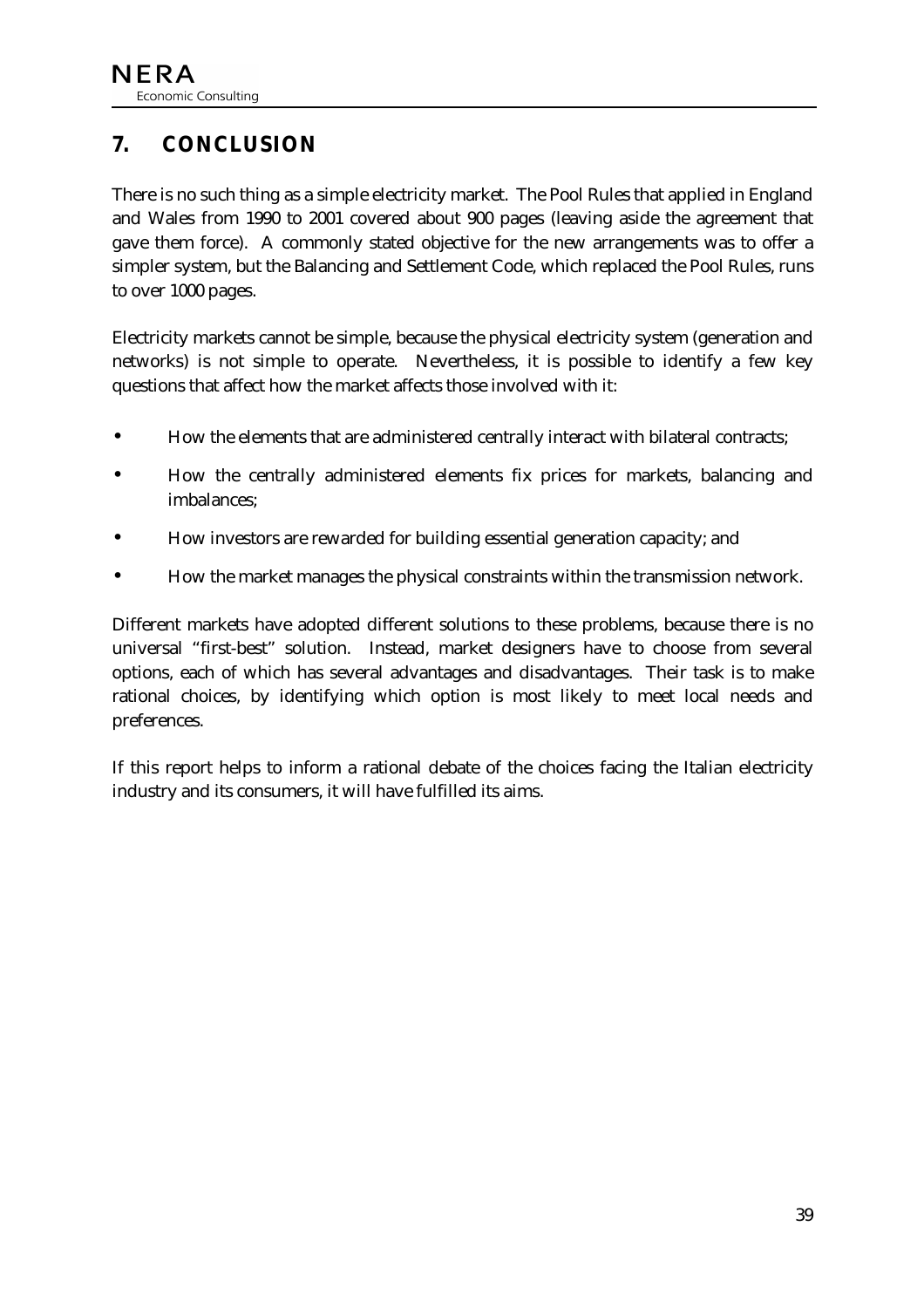# 7. CONCLUSION

There is no such thing as a simple electricity market. The Pool Rules that applied in England and Wales from 1990 to 2001 covered about 900 pages (leaving aside the agreement that gave them force). A commonly stated objective for the new arrangements was to offer a simpler system, but the Balancing and Settlement Code, which replaced the Pool Rules, runs to over 1000 pages.

Electricity markets cannot be simple, because the physical electricity system (generation and networks) is not simple to operate. Nevertheless, it is possible to identify a few key questions that affect how the market affects those involved with it:

- How the elements that are administered centrally interact with bilateral contracts;
- How the centrally administered elements fix prices for markets, balancing and imbalances;
- How investors are rewarded for building essential generation capacity; and
- How the market manages the physical constraints within the transmission network.

Different markets have adopted different solutions to these problems, because there is no universal "first-best" solution. Instead, market designers have to choose from several options, each of which has several advantages and disadvantages. Their task is to make rational choices, by identifying which option is most likely to meet local needs and preferences.

If this report helps to inform a rational debate of the choices facing the Italian electricity industry and its consumers, it will have fulfilled its aims.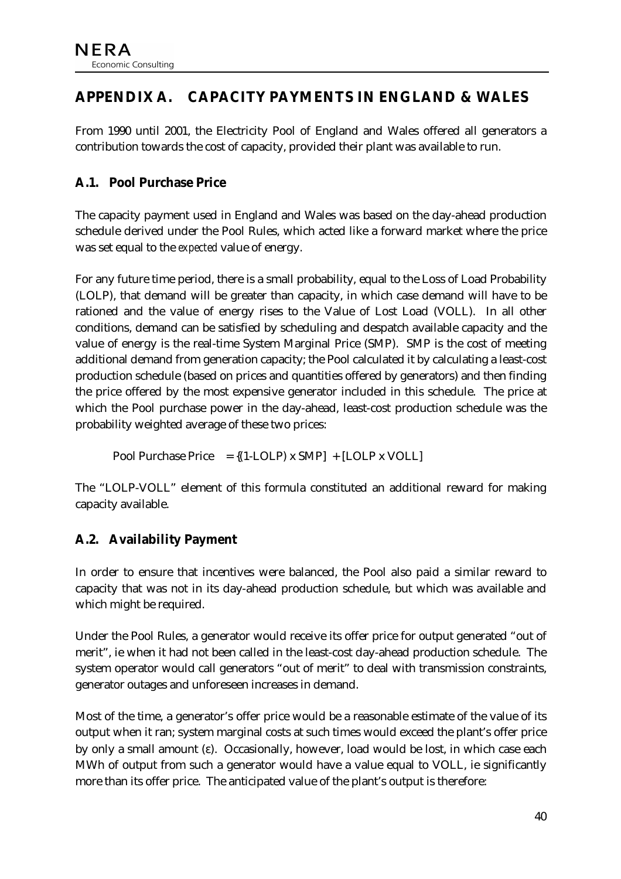# APPENDIX A. CAPACITY PAYMENTS IN ENGLAND & WALES

From 1990 until 2001, the Electricity Pool of England and Wales offered all generators a contribution towards the cost of capacity, provided their plant was available to run.

## A.1. Pool Purchase Price

The capacity payment used in England and Wales was based on the day-ahead production schedule derived under the Pool Rules, which acted like a forward market where the price was set equal to the *expected* value of energy.

For any future time period, there is a small probability, equal to the Loss of Load Probability (LOLP), that demand will be greater than capacity, in which case demand will have to be rationed and the value of energy rises to the Value of Lost Load (VOLL). In all other conditions, demand can be satisfied by scheduling and despatch available capacity and the value of energy is the real-time System Marginal Price (SMP). SMP is the cost of meeting additional demand from generation capacity; the Pool calculated it by calculating a least-cost production schedule (based on prices and quantities offered by generators) and then finding the price offered by the most expensive generator included in this schedule. The price at which the Pool purchase power in the day-ahead, least-cost production schedule was the probability weighted average of these two prices:

$$\text{Pool Purchase Price} = \{(1\text{-LOLP}) \times \text{SMP}] + [\text{LOLP} \times \text{VOLL}]$$

The "LOLP-VOLL" element of this formula constituted an additional reward for making capacity available.

## A.2. Availability Payment

In order to ensure that incentives were balanced, the Pool also paid a similar reward to capacity that was not in its day-ahead production schedule, but which was available and which might be required.

Under the Pool Rules, a generator would receive its offer price for output generated "out of merit", ie when it had not been called in the least-cost day-ahead production schedule. The system operator would call generators "out of merit" to deal with transmission constraints, generator outages and unforeseen increases in demand.

Most of the time, a generator's offer price would be a reasonable estimate of the value of its output when it ran; system marginal costs at such times would exceed the plant's offer price by only a small amount ($\varepsilon$). Occasionally, however, load would be lost, in which case each MWh of output from such a generator would have a value equal to VOLL, ie significantly more than its offer price. The anticipated value of the plant's output is therefore: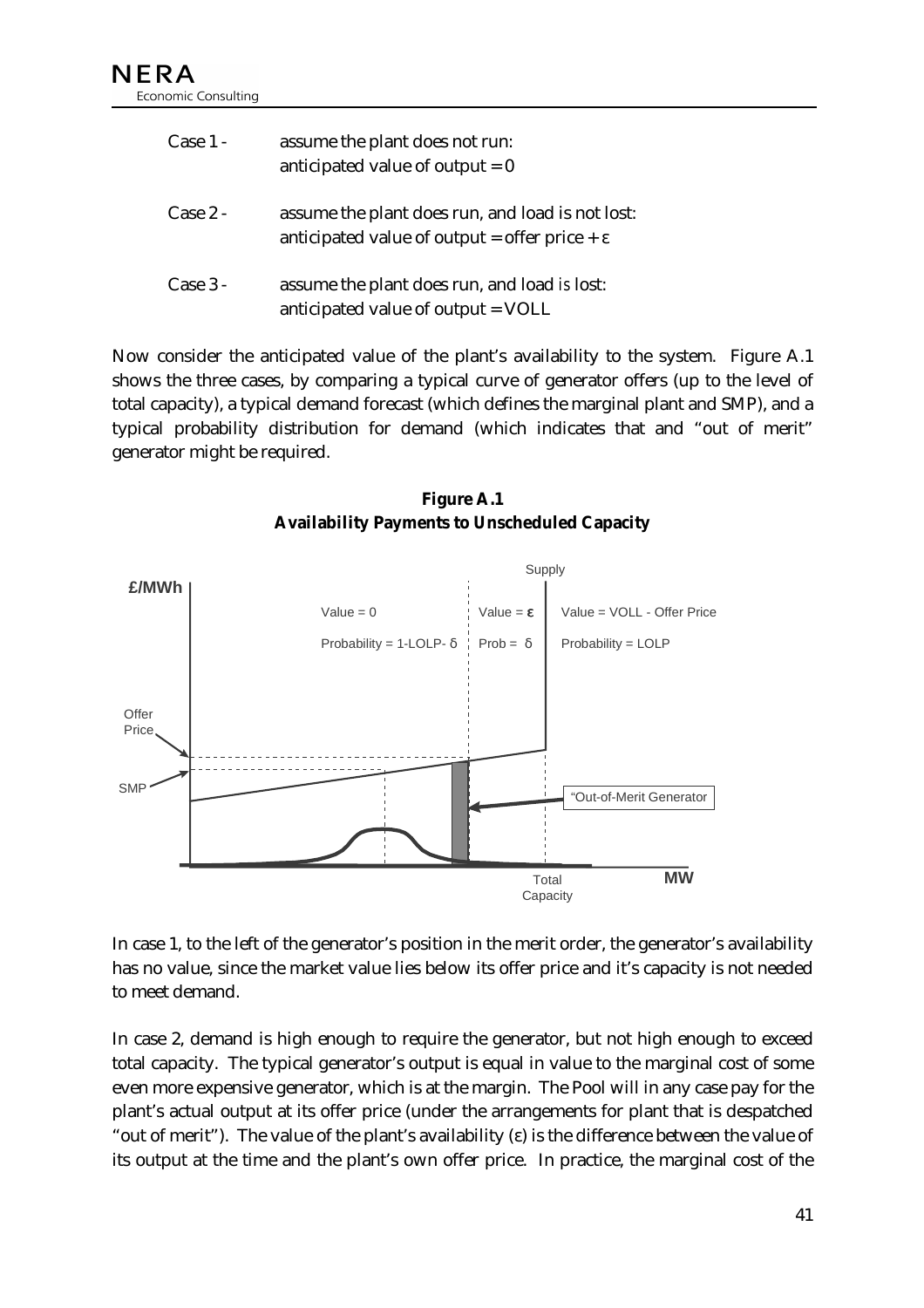Case 1 - assume the plant does not run:
anticipated value of output = 0

Case 2 - assume the plant does run, and load is not lost:
anticipated value of output = offer price + ε

Case 3 - assume the plant does run, and load is lost:
anticipated value of output = VOLL

Now consider the anticipated value of the plant's availability to the system. Figure A.1 shows the three cases, by comparing a typical curve of generator offers (up to the level of total capacity), a typical demand forecast (which defines the marginal plant and SMP), and a typical probability distribution for demand (which indicates that and "out of merit" generator might be required.

**Figure A.1**
**Availability Payments to Unscheduled Capacity**

In case 1, to the left of the generator's position in the merit order, the generator's availability has no value, since the market value lies below its offer price and it's capacity is not needed to meet demand.

In case 2, demand is high enough to require the generator, but not high enough to exceed total capacity. The typical generator's output is equal in value to the marginal cost of some even more expensive generator, which is at the margin. The Pool will in any case pay for the plant's actual output at its offer price (under the arrangements for plant that is despatched "out of merit"). The value of the plant's availability (ε) is the difference between the value of its output at the time and the plant's own offer price. In practice, the marginal cost of the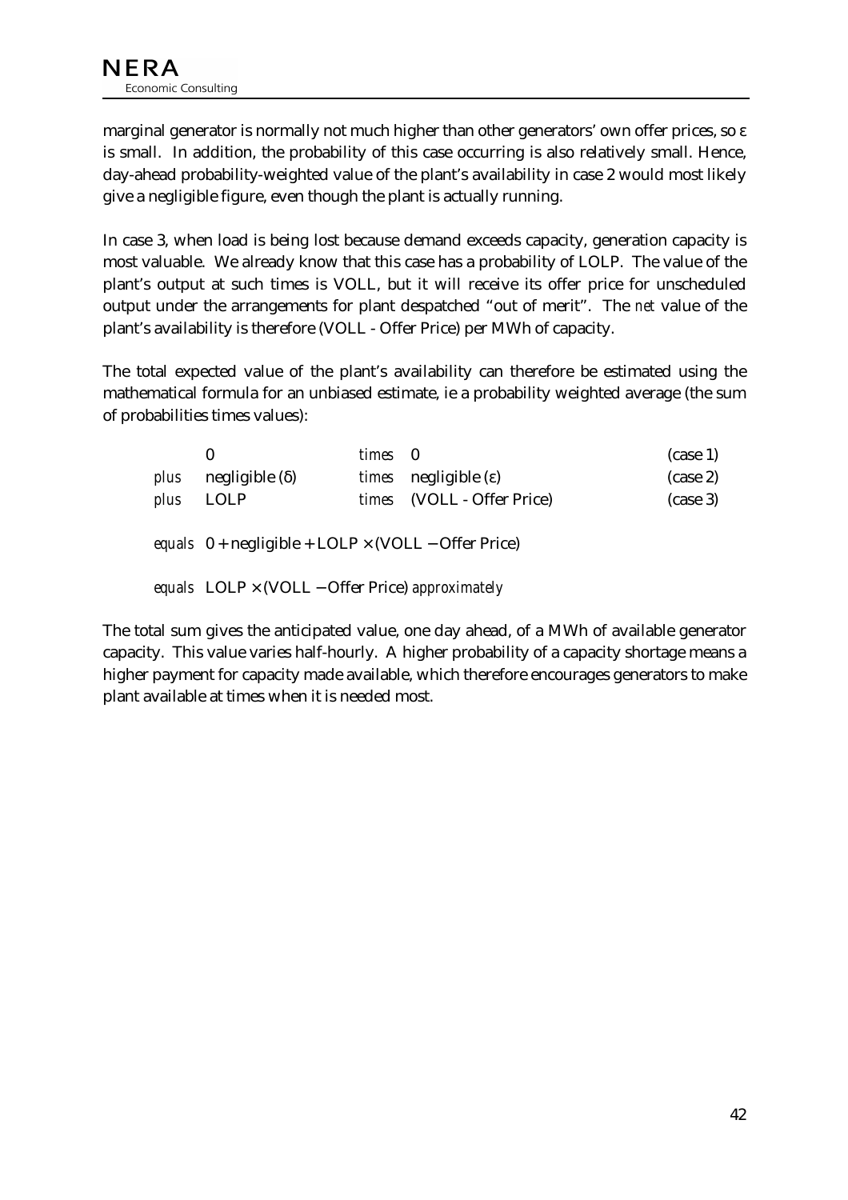marginal generator is normally not much higher than other generators' own offer prices, so ε is small. In addition, the probability of this case occurring is also relatively small. Hence, day-ahead probability-weighted value of the plant's availability in case 2 would most likely give a negligible figure, even though the plant is actually running.

In case 3, when load is being lost because demand exceeds capacity, generation capacity is most valuable. We already know that this case has a probability of LOLP. The value of the plant's output at such times is VOLL, but it will receive its offer price for unscheduled output under the arrangements for plant despatched "out of merit". The *net* value of the plant's availability is therefore (VOLL - Offer Price) per MWh of capacity.

The total expected value of the plant's availability can therefore be estimated using the mathematical formula for an unbiased estimate, ie a probability weighted average (the sum of probabilities times values):

| | | | | |
|---|---|---|---|---|
| | 0 | *times* | 0 | (case 1) |
| *plus* | negligible (δ) | *times* | negligible (ε) | (case 2) |
| *plus* | LOLP | *times* | (VOLL - Offer Price) | (case 3) |

*equals* $0 + \text{negligible} + \text{LOLP} \times (\text{VOLL} - \text{Offer Price})$

*equals* $\text{LOLP} \times (\text{VOLL} - \text{Offer Price})$ *approximately*

The total sum gives the anticipated value, one day ahead, of a MWh of available generator capacity. This value varies half-hourly. A higher probability of a capacity shortage means a higher payment for capacity made available, which therefore encourages generators to make plant available at times when it is needed most.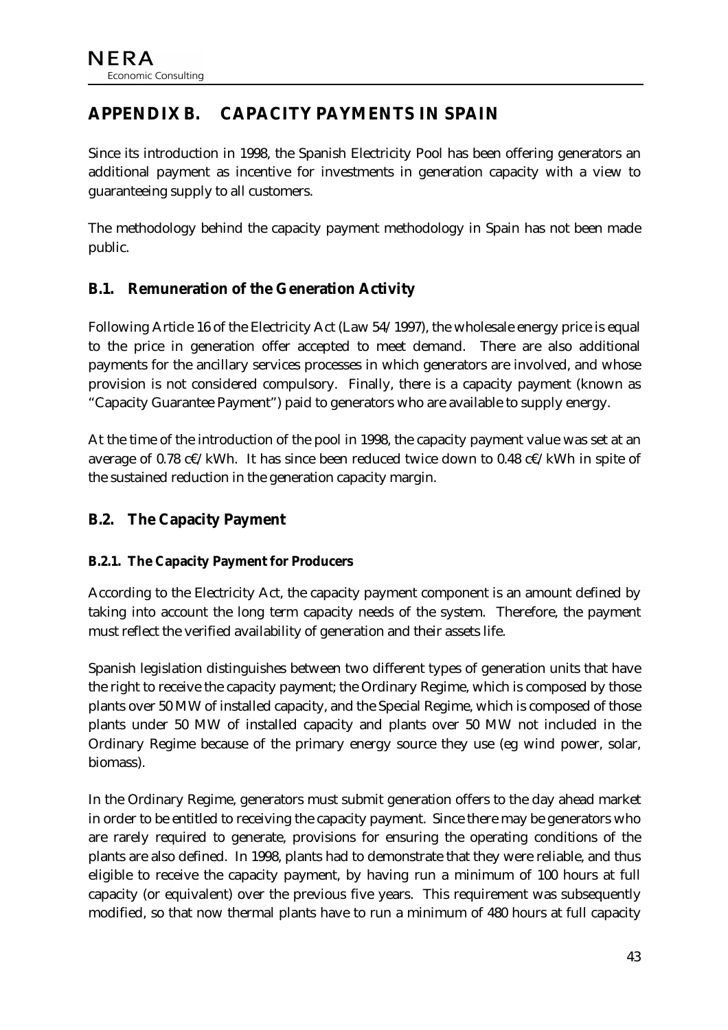# APPENDIX B. CAPACITY PAYMENTS IN SPAIN

Since its introduction in 1998, the Spanish Electricity Pool has been offering generators an additional payment as incentive for investments in generation capacity with a view to guaranteeing supply to all customers.

The methodology behind the capacity payment methodology in Spain has not been made public.

## B.1. Remuneration of the Generation Activity

Following Article 16 of the Electricity Act (Law 54/1997), the wholesale energy price is equal to the price in generation offer accepted to meet demand. There are also additional payments for the ancillary services processes in which generators are involved, and whose provision is not considered compulsory. Finally, there is a capacity payment (known as "Capacity Guarantee Payment") paid to generators who are available to supply energy.

At the time of the introduction of the pool in 1998, the capacity payment value was set at an average of 0.78 c€/kWh. It has since been reduced twice down to 0.48 c€/kWh in spite of the sustained reduction in the generation capacity margin.

## B.2. The Capacity Payment

### B.2.1. The Capacity Payment for Producers

According to the Electricity Act, the capacity payment component is an amount defined by taking into account the long term capacity needs of the system. Therefore, the payment must reflect the verified availability of generation and their assets life.

Spanish legislation distinguishes between two different types of generation units that have the right to receive the capacity payment; the Ordinary Regime, which is composed by those plants over 50 MW of installed capacity, and the Special Regime, which is composed of those plants under 50 MW of installed capacity and plants over 50 MW not included in the Ordinary Regime because of the primary energy source they use (eg wind power, solar, biomass).

In the Ordinary Regime, generators must submit generation offers to the day ahead market in order to be entitled to receiving the capacity payment. Since there may be generators who are rarely required to generate, provisions for ensuring the operating conditions of the plants are also defined. In 1998, plants had to demonstrate that they were reliable, and thus eligible to receive the capacity payment, by having run a minimum of 100 hours at full capacity (or equivalent) over the previous five years. This requirement was subsequently modified, so that now thermal plants have to run a minimum of 480 hours at full capacity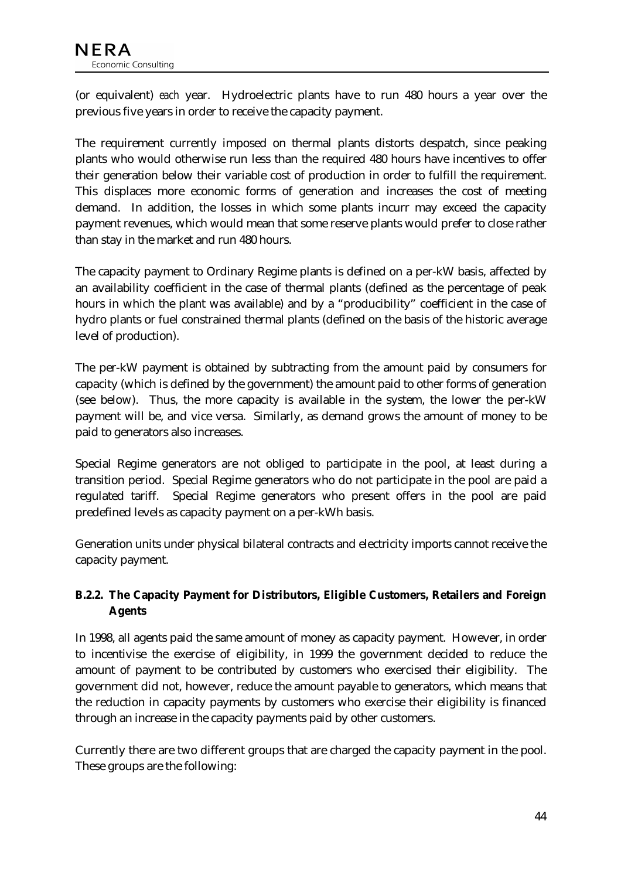(or equivalent) *each* year. Hydroelectric plants have to run 480 hours a year over the previous five years in order to receive the capacity payment.

The requirement currently imposed on thermal plants distorts despatch, since peaking plants who would otherwise run less than the required 480 hours have incentives to offer their generation below their variable cost of production in order to fulfill the requirement. This displaces more economic forms of generation and increases the cost of meeting demand. In addition, the losses in which some plants incurr may exceed the capacity payment revenues, which would mean that some reserve plants would prefer to close rather than stay in the market and run 480 hours.

The capacity payment to Ordinary Regime plants is defined on a per-kW basis, affected by an availability coefficient in the case of thermal plants (defined as the percentage of peak hours in which the plant was available) and by a "producibility" coefficient in the case of hydro plants or fuel constrained thermal plants (defined on the basis of the historic average level of production).

The per-kW payment is obtained by subtracting from the amount paid by consumers for capacity (which is defined by the government) the amount paid to other forms of generation (see below). Thus, the more capacity is available in the system, the lower the per-kW payment will be, and vice versa. Similarly, as demand grows the amount of money to be paid to generators also increases.

Special Regime generators are not obliged to participate in the pool, at least during a transition period. Special Regime generators who do not participate in the pool are paid a regulated tariff. Special Regime generators who present offers in the pool are paid predefined levels as capacity payment on a per-kWh basis.

Generation units under physical bilateral contracts and electricity imports cannot receive the capacity payment.

### B.2.2. The Capacity Payment for Distributors, Eligible Customers, Retailers and Foreign Agents

In 1998, all agents paid the same amount of money as capacity payment. However, in order to incentivise the exercise of eligibility, in 1999 the government decided to reduce the amount of payment to be contributed by customers who exercised their eligibility. The government did not, however, reduce the amount payable to generators, which means that the reduction in capacity payments by customers who exercise their eligibility is financed through an increase in the capacity payments paid by other customers.

Currently there are two different groups that are charged the capacity payment in the pool. These groups are the following: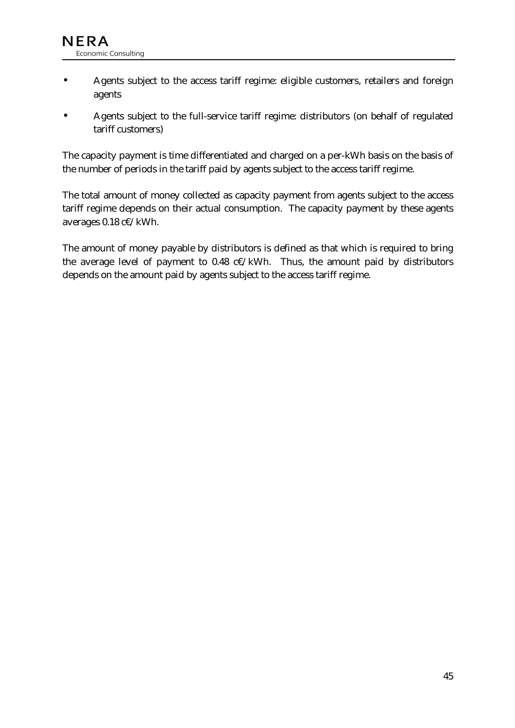- Agents subject to the access tariff regime: eligible customers, retailers and foreign agents
- Agents subject to the full-service tariff regime: distributors (on behalf of regulated tariff customers)

The capacity payment is time differentiated and charged on a per-kWh basis on the basis of the number of periods in the tariff paid by agents subject to the access tariff regime.

The total amount of money collected as capacity payment from agents subject to the access tariff regime depends on their actual consumption. The capacity payment by these agents averages 0.18 c€/kWh.

The amount of money payable by distributors is defined as that which is required to bring the average level of payment to 0.48 c€/kWh. Thus, the amount paid by distributors depends on the amount paid by agents subject to the access tariff regime.